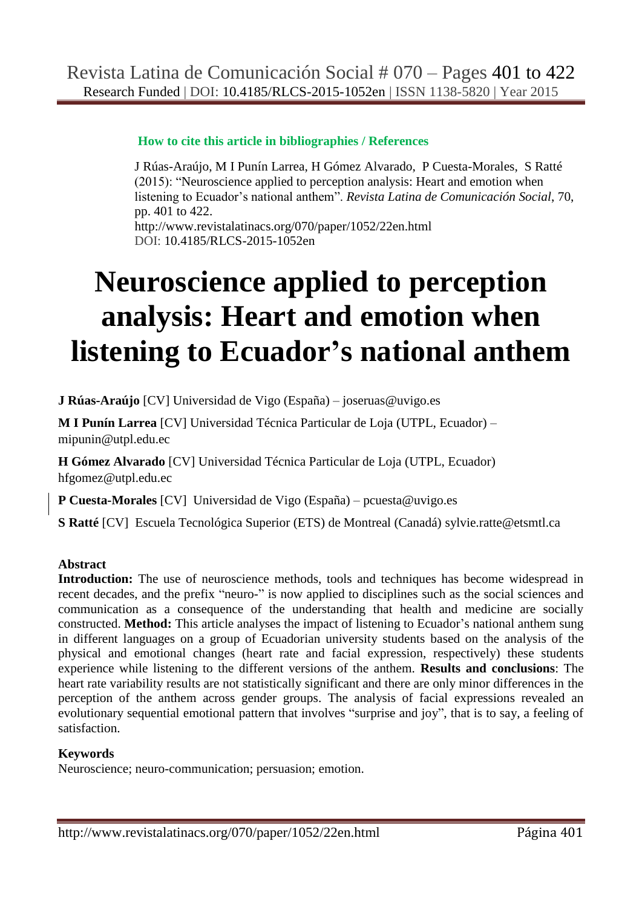**How to cite this article in bibliographies / References**

J Rúas-Araújo, M I Punín Larrea, H Gómez Alvarado, P Cuesta-Morales, S Ratté (2015): "Neuroscience applied to perception analysis: Heart and emotion when listening to Ecuador's national anthem". *Revista Latina de Comunicación Social*, 70, pp. 401 to 422.
http://www.revistalatinacs.org/070/paper/1052/22en.html
DOI: 10.4185/RLCS-2015-1052en

# Neuroscience applied to perception analysis: Heart and emotion when listening to Ecuador's national anthem

**J Rúas-Araújo** [CV] Universidad de Vigo (España) – joseruas@uvigo.es

**M I Punín Larrea** [CV] Universidad Técnica Particular de Loja (UTPL, Ecuador) – mipunin@utpl.edu.ec

**H Gómez Alvarado** [CV] Universidad Técnica Particular de Loja (UTPL, Ecuador) hfgomez@utpl.edu.ec

**P Cuesta-Morales** [CV] Universidad de Vigo (España) – pcuesta@uvigo.es

**S Ratté** [CV] Escuela Tecnológica Superior (ETS) de Montreal (Canadá) sylvie.ratte@etsmtl.ca

## Abstract

**Introduction:** The use of neuroscience methods, tools and techniques has become widespread in recent decades, and the prefix "neuro-" is now applied to disciplines such as the social sciences and communication as a consequence of the understanding that health and medicine are socially constructed. **Method:** This article analyses the impact of listening to Ecuador's national anthem sung in different languages on a group of Ecuadorian university students based on the analysis of the physical and emotional changes (heart rate and facial expression, respectively) these students experience while listening to the different versions of the anthem. **Results and conclusions**: The heart rate variability results are not statistically significant and there are only minor differences in the perception of the anthem across gender groups. The analysis of facial expressions revealed an evolutionary sequential emotional pattern that involves "surprise and joy", that is to say, a feeling of satisfaction.

## Keywords

Neuroscience; neuro-communication; persuasion; emotion.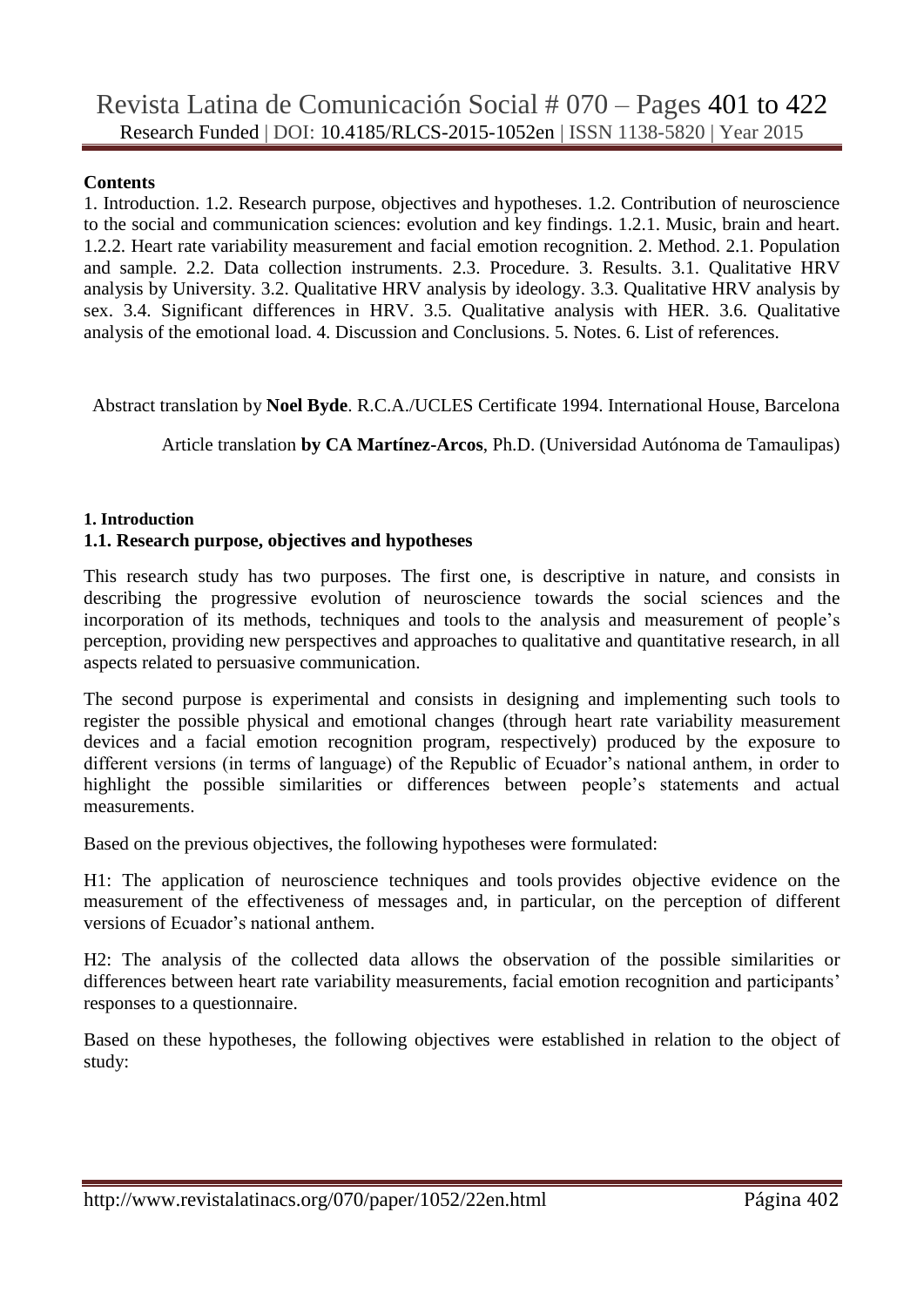**Contents**

1. Introduction. 1.2. Research purpose, objectives and hypotheses. 1.2. Contribution of neuroscience to the social and communication sciences: evolution and key findings. 1.2.1. Music, brain and heart. 1.2.2. Heart rate variability measurement and facial emotion recognition. 2. Method. 2.1. Population and sample. 2.2. Data collection instruments. 2.3. Procedure. 3. Results. 3.1. Qualitative HRV analysis by University. 3.2. Qualitative HRV analysis by ideology. 3.3. Qualitative HRV analysis by sex. 3.4. Significant differences in HRV. 3.5. Qualitative analysis with HER. 3.6. Qualitative analysis of the emotional load. 4. Discussion and Conclusions. 5. Notes. 6. List of references.

Abstract translation by **Noel Byde**. R.C.A./UCLES Certificate 1994. International House, Barcelona

Article translation **by CA Martínez-Arcos**, Ph.D. (Universidad Autónoma de Tamaulipas)

## 1. Introduction

### 1.1. Research purpose, objectives and hypotheses

This research study has two purposes. The first one, is descriptive in nature, and consists in describing the progressive evolution of neuroscience towards the social sciences and the incorporation of its methods, techniques and tools to the analysis and measurement of people's perception, providing new perspectives and approaches to qualitative and quantitative research, in all aspects related to persuasive communication.

The second purpose is experimental and consists in designing and implementing such tools to register the possible physical and emotional changes (through heart rate variability measurement devices and a facial emotion recognition program, respectively) produced by the exposure to different versions (in terms of language) of the Republic of Ecuador's national anthem, in order to highlight the possible similarities or differences between people's statements and actual measurements.

Based on the previous objectives, the following hypotheses were formulated:

H1: The application of neuroscience techniques and tools provides objective evidence on the measurement of the effectiveness of messages and, in particular, on the perception of different versions of Ecuador's national anthem.

H2: The analysis of the collected data allows the observation of the possible similarities or differences between heart rate variability measurements, facial emotion recognition and participants' responses to a questionnaire.

Based on these hypotheses, the following objectives were established in relation to the object of study: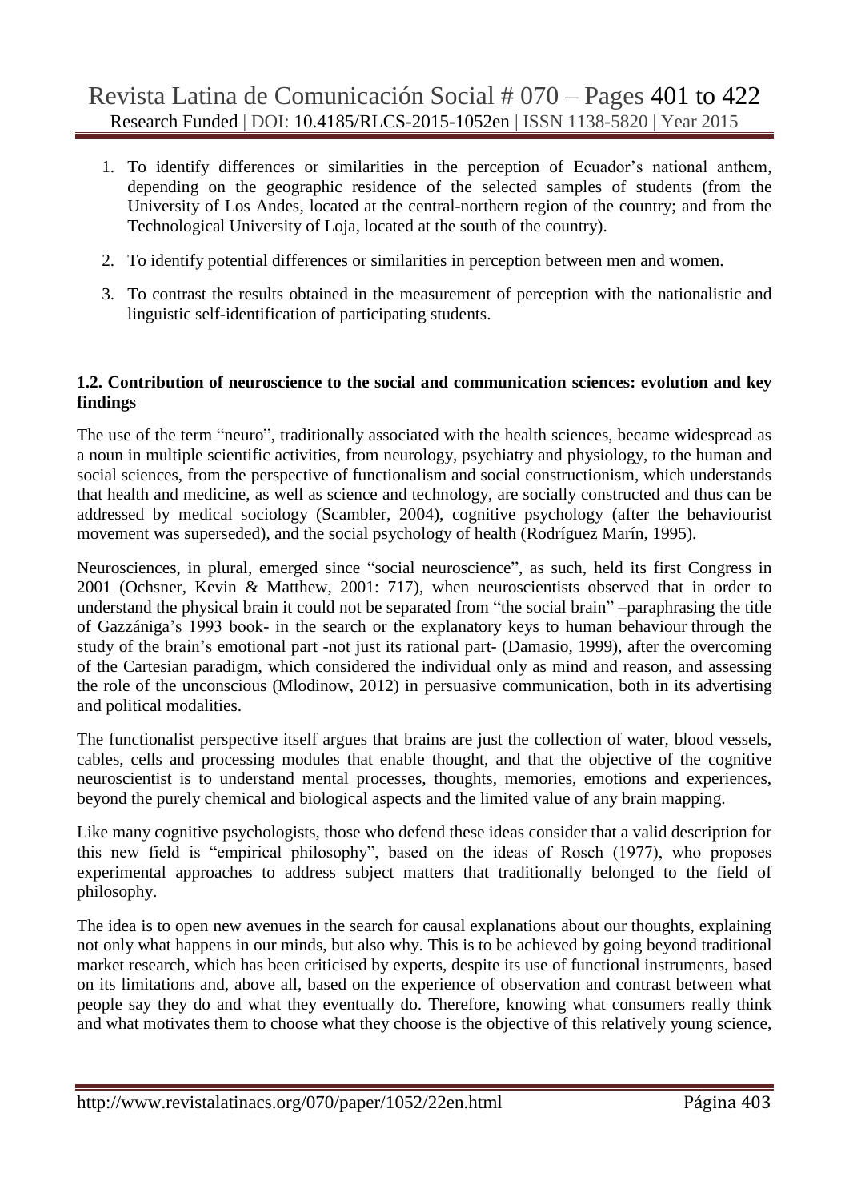1. To identify differences or similarities in the perception of Ecuador's national anthem, depending on the geographic residence of the selected samples of students (from the University of Los Andes, located at the central-northern region of the country; and from the Technological University of Loja, located at the south of the country).
2. To identify potential differences or similarities in perception between men and women.
3. To contrast the results obtained in the measurement of perception with the nationalistic and linguistic self-identification of participating students.

### 1.2. Contribution of neuroscience to the social and communication sciences: evolution and key findings

The use of the term "neuro", traditionally associated with the health sciences, became widespread as a noun in multiple scientific activities, from neurology, psychiatry and physiology, to the human and social sciences, from the perspective of functionalism and social constructionism, which understands that health and medicine, as well as science and technology, are socially constructed and thus can be addressed by medical sociology (Scambler, 2004), cognitive psychology (after the behaviourist movement was superseded), and the social psychology of health (Rodríguez Marín, 1995).

Neurosciences, in plural, emerged since "social neuroscience", as such, held its first Congress in 2001 (Ochsner, Kevin & Matthew, 2001: 717), when neuroscientists observed that in order to understand the physical brain it could not be separated from "the social brain" –paraphrasing the title of Gazzániga's 1993 book- in the search or the explanatory keys to human behaviour through the study of the brain's emotional part -not just its rational part- (Damasio, 1999), after the overcoming of the Cartesian paradigm, which considered the individual only as mind and reason, and assessing the role of the unconscious (Mlodinow, 2012) in persuasive communication, both in its advertising and political modalities.

The functionalist perspective itself argues that brains are just the collection of water, blood vessels, cables, cells and processing modules that enable thought, and that the objective of the cognitive neuroscientist is to understand mental processes, thoughts, memories, emotions and experiences, beyond the purely chemical and biological aspects and the limited value of any brain mapping.

Like many cognitive psychologists, those who defend these ideas consider that a valid description for this new field is "empirical philosophy", based on the ideas of Rosch (1977), who proposes experimental approaches to address subject matters that traditionally belonged to the field of philosophy.

The idea is to open new avenues in the search for causal explanations about our thoughts, explaining not only what happens in our minds, but also why. This is to be achieved by going beyond traditional market research, which has been criticised by experts, despite its use of functional instruments, based on its limitations and, above all, based on the experience of observation and contrast between what people say they do and what they eventually do. Therefore, knowing what consumers really think and what motivates them to choose what they choose is the objective of this relatively young science,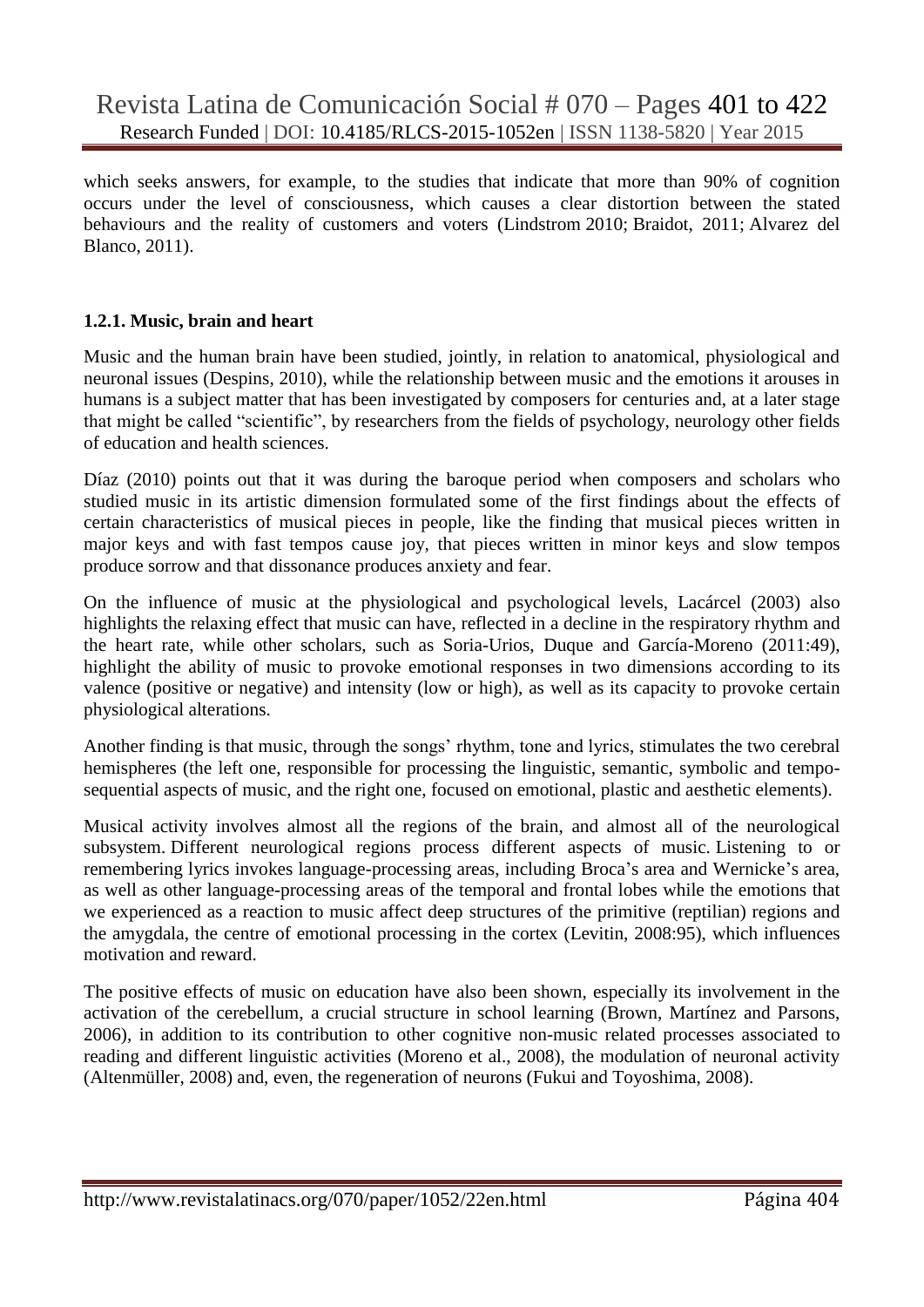which seeks answers, for example, to the studies that indicate that more than 90% of cognition occurs under the level of consciousness, which causes a clear distortion between the stated behaviours and the reality of customers and voters (Lindstrom 2010; Braidot, 2011; Alvarez del Blanco, 2011).

#### 1.2.1. Music, brain and heart

Music and the human brain have been studied, jointly, in relation to anatomical, physiological and neuronal issues (Despins, 2010), while the relationship between music and the emotions it arouses in humans is a subject matter that has been investigated by composers for centuries and, at a later stage that might be called "scientific", by researchers from the fields of psychology, neurology other fields of education and health sciences.

Díaz (2010) points out that it was during the baroque period when composers and scholars who studied music in its artistic dimension formulated some of the first findings about the effects of certain characteristics of musical pieces in people, like the finding that musical pieces written in major keys and with fast tempos cause joy, that pieces written in minor keys and slow tempos produce sorrow and that dissonance produces anxiety and fear.

On the influence of music at the physiological and psychological levels, Lacárcel (2003) also highlights the relaxing effect that music can have, reflected in a decline in the respiratory rhythm and the heart rate, while other scholars, such as Soria-Urios, Duque and García-Moreno (2011:49), highlight the ability of music to provoke emotional responses in two dimensions according to its valence (positive or negative) and intensity (low or high), as well as its capacity to provoke certain physiological alterations.

Another finding is that music, through the songs' rhythm, tone and lyrics, stimulates the two cerebral hemispheres (the left one, responsible for processing the linguistic, semantic, symbolic and tempo-sequential aspects of music, and the right one, focused on emotional, plastic and aesthetic elements).

Musical activity involves almost all the regions of the brain, and almost all of the neurological subsystem. Different neurological regions process different aspects of music. Listening to or remembering lyrics invokes language-processing areas, including Broca's area and Wernicke's area, as well as other language-processing areas of the temporal and frontal lobes while the emotions that we experienced as a reaction to music affect deep structures of the primitive (reptilian) regions and the amygdala, the centre of emotional processing in the cortex (Levitin, 2008:95), which influences motivation and reward.

The positive effects of music on education have also been shown, especially its involvement in the activation of the cerebellum, a crucial structure in school learning (Brown, Martínez and Parsons, 2006), in addition to its contribution to other cognitive non-music related processes associated to reading and different linguistic activities (Moreno et al., 2008), the modulation of neuronal activity (Altenmüller, 2008) and, even, the regeneration of neurons (Fukui and Toyoshima, 2008).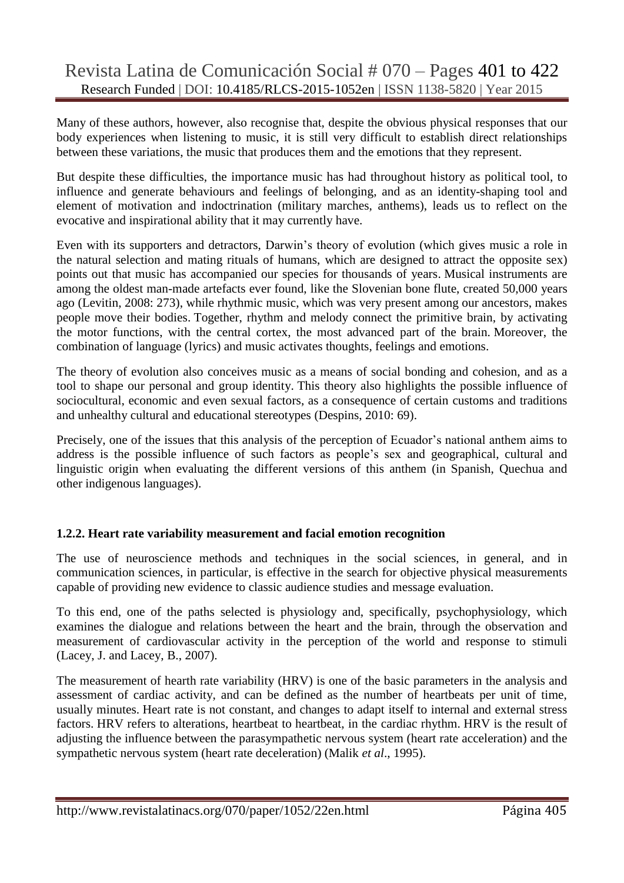Many of these authors, however, also recognise that, despite the obvious physical responses that our body experiences when listening to music, it is still very difficult to establish direct relationships between these variations, the music that produces them and the emotions that they represent.

But despite these difficulties, the importance music has had throughout history as political tool, to influence and generate behaviours and feelings of belonging, and as an identity-shaping tool and element of motivation and indoctrination (military marches, anthems), leads us to reflect on the evocative and inspirational ability that it may currently have.

Even with its supporters and detractors, Darwin's theory of evolution (which gives music a role in the natural selection and mating rituals of humans, which are designed to attract the opposite sex) points out that music has accompanied our species for thousands of years. Musical instruments are among the oldest man-made artefacts ever found, like the Slovenian bone flute, created 50,000 years ago (Levitin, 2008: 273), while rhythmic music, which was very present among our ancestors, makes people move their bodies. Together, rhythm and melody connect the primitive brain, by activating the motor functions, with the central cortex, the most advanced part of the brain. Moreover, the combination of language (lyrics) and music activates thoughts, feelings and emotions.

The theory of evolution also conceives music as a means of social bonding and cohesion, and as a tool to shape our personal and group identity. This theory also highlights the possible influence of sociocultural, economic and even sexual factors, as a consequence of certain customs and traditions and unhealthy cultural and educational stereotypes (Despins, 2010: 69).

Precisely, one of the issues that this analysis of the perception of Ecuador's national anthem aims to address is the possible influence of such factors as people's sex and geographical, cultural and linguistic origin when evaluating the different versions of this anthem (in Spanish, Quechua and other indigenous languages).

### 1.2.2. Heart rate variability measurement and facial emotion recognition

The use of neuroscience methods and techniques in the social sciences, in general, and in communication sciences, in particular, is effective in the search for objective physical measurements capable of providing new evidence to classic audience studies and message evaluation.

To this end, one of the paths selected is physiology and, specifically, psychophysiology, which examines the dialogue and relations between the heart and the brain, through the observation and measurement of cardiovascular activity in the perception of the world and response to stimuli (Lacey, J. and Lacey, B., 2007).

The measurement of hearth rate variability (HRV) is one of the basic parameters in the analysis and assessment of cardiac activity, and can be defined as the number of heartbeats per unit of time, usually minutes. Heart rate is not constant, and changes to adapt itself to internal and external stress factors. HRV refers to alterations, heartbeat to heartbeat, in the cardiac rhythm. HRV is the result of adjusting the influence between the parasympathetic nervous system (heart rate acceleration) and the sympathetic nervous system (heart rate deceleration) (Malik *et al*., 1995).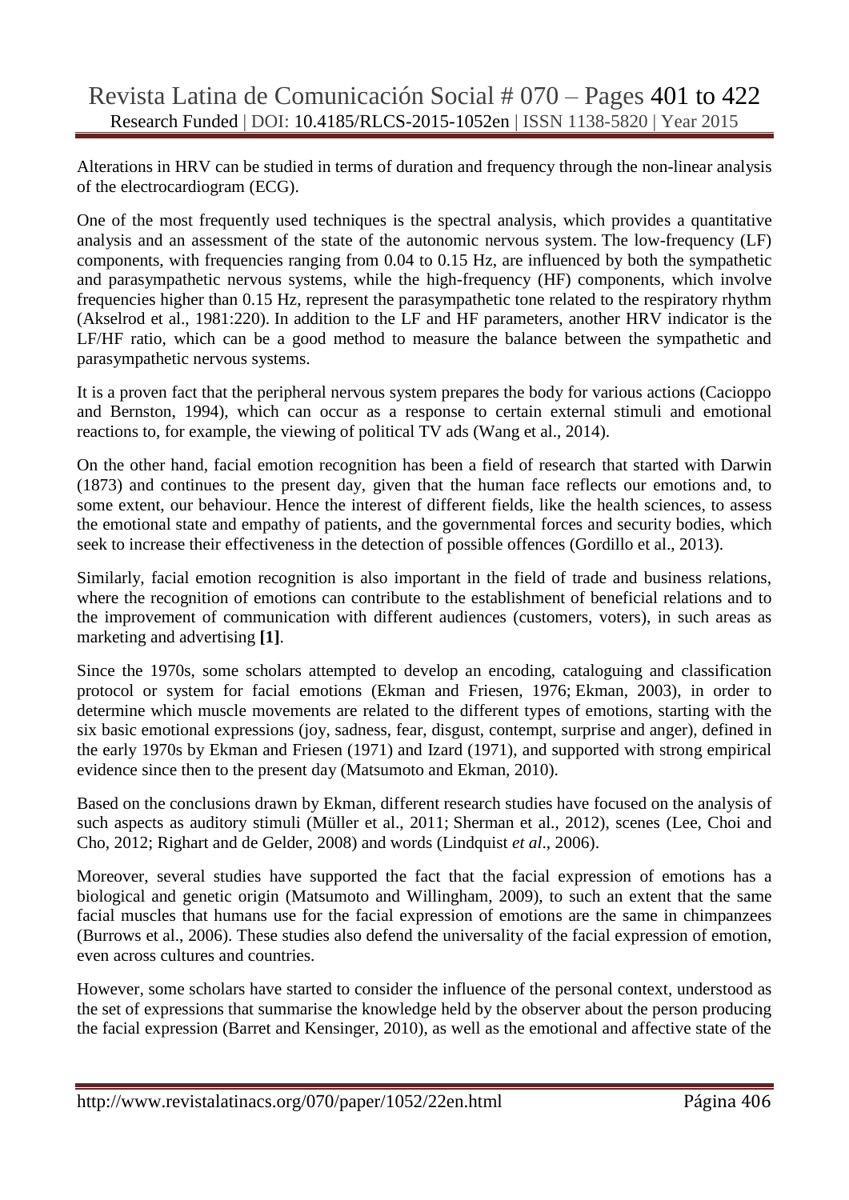Alterations in HRV can be studied in terms of duration and frequency through the non-linear analysis of the electrocardiogram (ECG).

One of the most frequently used techniques is the spectral analysis, which provides a quantitative analysis and an assessment of the state of the autonomic nervous system. The low-frequency (LF) components, with frequencies ranging from 0.04 to 0.15 Hz, are influenced by both the sympathetic and parasympathetic nervous systems, while the high-frequency (HF) components, which involve frequencies higher than 0.15 Hz, represent the parasympathetic tone related to the respiratory rhythm (Akselrod et al., 1981:220). In addition to the LF and HF parameters, another HRV indicator is the LF/HF ratio, which can be a good method to measure the balance between the sympathetic and parasympathetic nervous systems.

It is a proven fact that the peripheral nervous system prepares the body for various actions (Cacioppo and Bernston, 1994), which can occur as a response to certain external stimuli and emotional reactions to, for example, the viewing of political TV ads (Wang et al., 2014).

On the other hand, facial emotion recognition has been a field of research that started with Darwin (1873) and continues to the present day, given that the human face reflects our emotions and, to some extent, our behaviour. Hence the interest of different fields, like the health sciences, to assess the emotional state and empathy of patients, and the governmental forces and security bodies, which seek to increase their effectiveness in the detection of possible offences (Gordillo et al., 2013).

Similarly, facial emotion recognition is also important in the field of trade and business relations, where the recognition of emotions can contribute to the establishment of beneficial relations and to the improvement of communication with different audiences (customers, voters), in such areas as marketing and advertising **[1]**.

Since the 1970s, some scholars attempted to develop an encoding, cataloguing and classification protocol or system for facial emotions (Ekman and Friesen, 1976; Ekman, 2003), in order to determine which muscle movements are related to the different types of emotions, starting with the six basic emotional expressions (joy, sadness, fear, disgust, contempt, surprise and anger), defined in the early 1970s by Ekman and Friesen (1971) and Izard (1971), and supported with strong empirical evidence since then to the present day (Matsumoto and Ekman, 2010).

Based on the conclusions drawn by Ekman, different research studies have focused on the analysis of such aspects as auditory stimuli (Müller et al., 2011; Sherman et al., 2012), scenes (Lee, Choi and Cho, 2012; Righart and de Gelder, 2008) and words (Lindquist *et al*., 2006).

Moreover, several studies have supported the fact that the facial expression of emotions has a biological and genetic origin (Matsumoto and Willingham, 2009), to such an extent that the same facial muscles that humans use for the facial expression of emotions are the same in chimpanzees (Burrows et al., 2006). These studies also defend the universality of the facial expression of emotion, even across cultures and countries.

However, some scholars have started to consider the influence of the personal context, understood as the set of expressions that summarise the knowledge held by the observer about the person producing the facial expression (Barret and Kensinger, 2010), as well as the emotional and affective state of the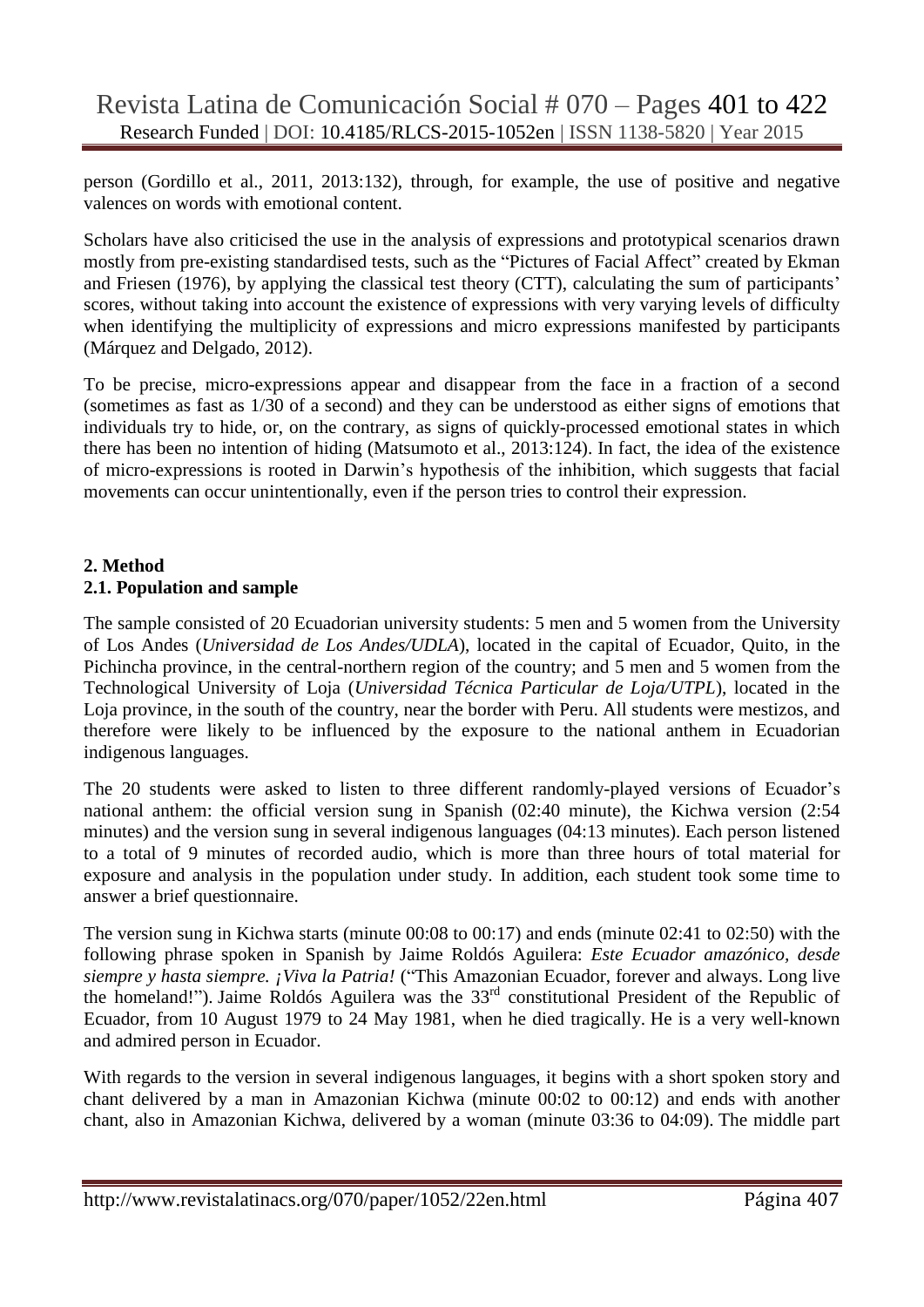person (Gordillo et al., 2011, 2013:132), through, for example, the use of positive and negative valences on words with emotional content.

Scholars have also criticised the use in the analysis of expressions and prototypical scenarios drawn mostly from pre-existing standardised tests, such as the "Pictures of Facial Affect" created by Ekman and Friesen (1976), by applying the classical test theory (CTT), calculating the sum of participants' scores, without taking into account the existence of expressions with very varying levels of difficulty when identifying the multiplicity of expressions and micro expressions manifested by participants (Márquez and Delgado, 2012).

To be precise, micro-expressions appear and disappear from the face in a fraction of a second (sometimes as fast as 1/30 of a second) and they can be understood as either signs of emotions that individuals try to hide, or, on the contrary, as signs of quickly-processed emotional states in which there has been no intention of hiding (Matsumoto et al., 2013:124). In fact, the idea of the existence of micro-expressions is rooted in Darwin's hypothesis of the inhibition, which suggests that facial movements can occur unintentionally, even if the person tries to control their expression.

## 2. Method

### 2.1. Population and sample

The sample consisted of 20 Ecuadorian university students: 5 men and 5 women from the University of Los Andes (*Universidad de Los Andes/UDLA*), located in the capital of Ecuador, Quito, in the Pichincha province, in the central-northern region of the country; and 5 men and 5 women from the Technological University of Loja (*Universidad Técnica Particular de Loja/UTPL*), located in the Loja province, in the south of the country, near the border with Peru. All students were mestizos, and therefore were likely to be influenced by the exposure to the national anthem in Ecuadorian indigenous languages.

The 20 students were asked to listen to three different randomly-played versions of Ecuador's national anthem: the official version sung in Spanish (02:40 minute), the Kichwa version (2:54 minutes) and the version sung in several indigenous languages (04:13 minutes). Each person listened to a total of 9 minutes of recorded audio, which is more than three hours of total material for exposure and analysis in the population under study. In addition, each student took some time to answer a brief questionnaire.

The version sung in Kichwa starts (minute 00:08 to 00:17) and ends (minute 02:41 to 02:50) with the following phrase spoken in Spanish by Jaime Roldós Aguilera: *Este Ecuador amazónico, desde siempre y hasta siempre. ¡Viva la Patria!* ("This Amazonian Ecuador, forever and always. Long live the homeland!"). Jaime Roldós Aguilera was the 33rd constitutional President of the Republic of Ecuador, from 10 August 1979 to 24 May 1981, when he died tragically. He is a very well-known and admired person in Ecuador.

With regards to the version in several indigenous languages, it begins with a short spoken story and chant delivered by a man in Amazonian Kichwa (minute 00:02 to 00:12) and ends with another chant, also in Amazonian Kichwa, delivered by a woman (minute 03:36 to 04:09). The middle part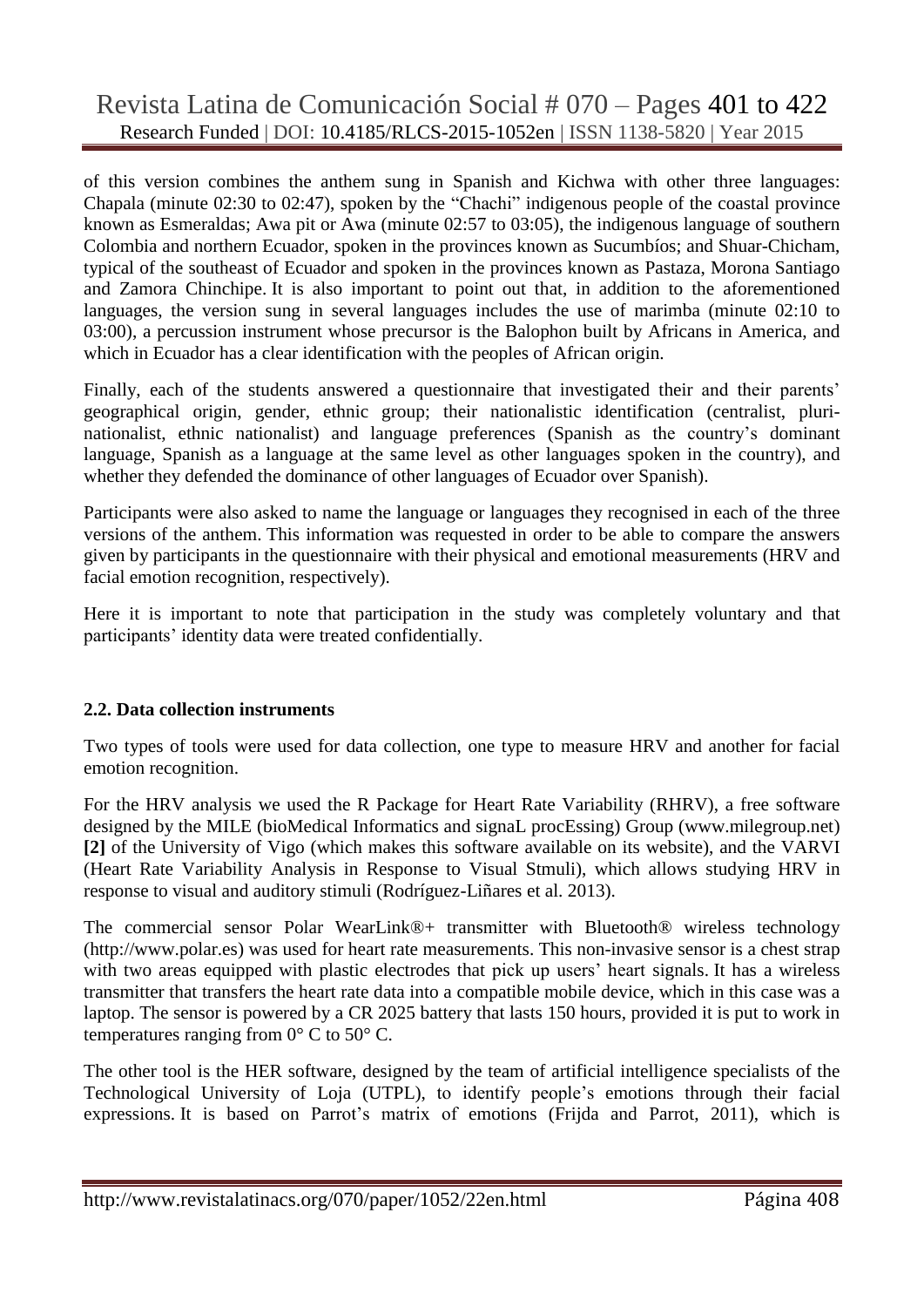of this version combines the anthem sung in Spanish and Kichwa with other three languages: Chapala (minute 02:30 to 02:47), spoken by the “Chachi” indigenous people of the coastal province known as Esmeraldas; Awa pit or Awa (minute 02:57 to 03:05), the indigenous language of southern Colombia and northern Ecuador, spoken in the provinces known as Sucumbíos; and Shuar-Chicham, typical of the southeast of Ecuador and spoken in the provinces known as Pastaza, Morona Santiago and Zamora Chinchipe. It is also important to point out that, in addition to the aforementioned languages, the version sung in several languages includes the use of marimba (minute 02:10 to 03:00), a percussion instrument whose precursor is the Balophon built by Africans in America, and which in Ecuador has a clear identification with the peoples of African origin.

Finally, each of the students answered a questionnaire that investigated their and their parents' geographical origin, gender, ethnic group; their nationalistic identification (centralist, pluri-nationalist, ethnic nationalist) and language preferences (Spanish as the country's dominant language, Spanish as a language at the same level as other languages spoken in the country), and whether they defended the dominance of other languages of Ecuador over Spanish).

Participants were also asked to name the language or languages they recognised in each of the three versions of the anthem. This information was requested in order to be able to compare the answers given by participants in the questionnaire with their physical and emotional measurements (HRV and facial emotion recognition, respectively).

Here it is important to note that participation in the study was completely voluntary and that participants' identity data were treated confidentially.

### 2.2. Data collection instruments

Two types of tools were used for data collection, one type to measure HRV and another for facial emotion recognition.

For the HRV analysis we used the R Package for Heart Rate Variability (RHRV), a free software designed by the MILE (bioMedical Informatics and signaL procEssing) Group (www.milegroup.net) **[2]** of the University of Vigo (which makes this software available on its website), and the VARVI (Heart Rate Variability Analysis in Response to Visual Stmuli), which allows studying HRV in response to visual and auditory stimuli (Rodríguez-Liñares et al. 2013).

The commercial sensor Polar WearLink®+ transmitter with Bluetooth® wireless technology (http://www.polar.es) was used for heart rate measurements. This non-invasive sensor is a chest strap with two areas equipped with plastic electrodes that pick up users' heart signals. It has a wireless transmitter that transfers the heart rate data into a compatible mobile device, which in this case was a laptop. The sensor is powered by a CR 2025 battery that lasts 150 hours, provided it is put to work in temperatures ranging from 0° C to 50° C.

The other tool is the HER software, designed by the team of artificial intelligence specialists of the Technological University of Loja (UTPL), to identify people's emotions through their facial expressions. It is based on Parrot's matrix of emotions (Frijda and Parrot, 2011), which is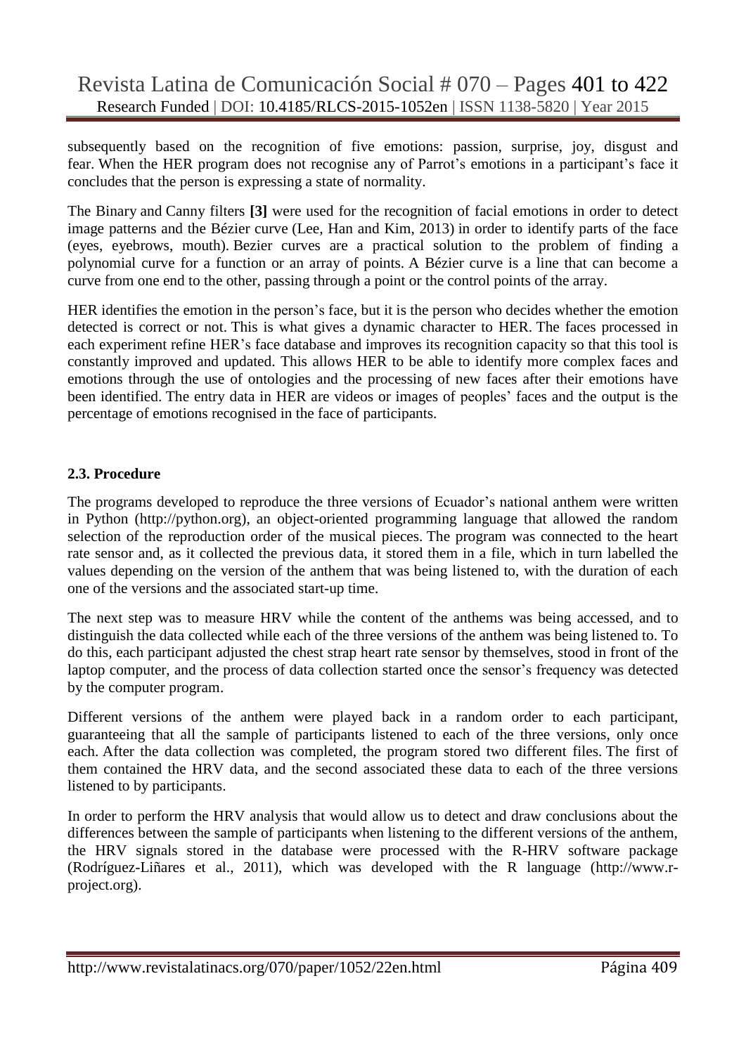subsequently based on the recognition of five emotions: passion, surprise, joy, disgust and fear. When the HER program does not recognise any of Parrot's emotions in a participant's face it concludes that the person is expressing a state of normality.

The Binary and Canny filters **[3]** were used for the recognition of facial emotions in order to detect image patterns and the Bézier curve (Lee, Han and Kim, 2013) in order to identify parts of the face (eyes, eyebrows, mouth). Bezier curves are a practical solution to the problem of finding a polynomial curve for a function or an array of points. A Bézier curve is a line that can become a curve from one end to the other, passing through a point or the control points of the array.

HER identifies the emotion in the person's face, but it is the person who decides whether the emotion detected is correct or not. This is what gives a dynamic character to HER. The faces processed in each experiment refine HER's face database and improves its recognition capacity so that this tool is constantly improved and updated. This allows HER to be able to identify more complex faces and emotions through the use of ontologies and the processing of new faces after their emotions have been identified. The entry data in HER are videos or images of peoples' faces and the output is the percentage of emotions recognised in the face of participants.

### 2.3. Procedure

The programs developed to reproduce the three versions of Ecuador's national anthem were written in Python (http://python.org), an object-oriented programming language that allowed the random selection of the reproduction order of the musical pieces. The program was connected to the heart rate sensor and, as it collected the previous data, it stored them in a file, which in turn labelled the values depending on the version of the anthem that was being listened to, with the duration of each one of the versions and the associated start-up time.

The next step was to measure HRV while the content of the anthems was being accessed, and to distinguish the data collected while each of the three versions of the anthem was being listened to. To do this, each participant adjusted the chest strap heart rate sensor by themselves, stood in front of the laptop computer, and the process of data collection started once the sensor's frequency was detected by the computer program.

Different versions of the anthem were played back in a random order to each participant, guaranteeing that all the sample of participants listened to each of the three versions, only once each. After the data collection was completed, the program stored two different files. The first of them contained the HRV data, and the second associated these data to each of the three versions listened to by participants.

In order to perform the HRV analysis that would allow us to detect and draw conclusions about the differences between the sample of participants when listening to the different versions of the anthem, the HRV signals stored in the database were processed with the R-HRV software package (Rodríguez-Liñares et al., 2011), which was developed with the R language (http://www.r-project.org).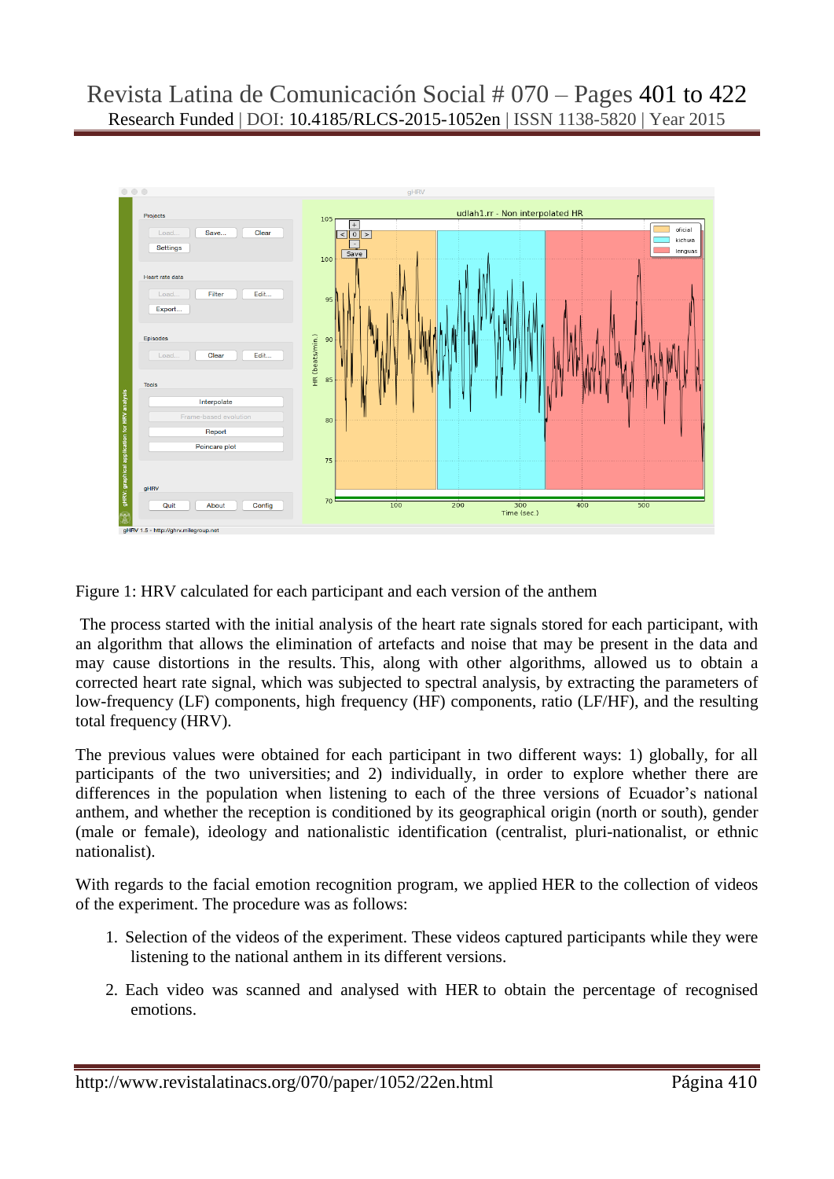Figure 1: HRV calculated for each participant and each version of the anthem

The process started with the initial analysis of the heart rate signals stored for each participant, with an algorithm that allows the elimination of artefacts and noise that may be present in the data and may cause distortions in the results. This, along with other algorithms, allowed us to obtain a corrected heart rate signal, which was subjected to spectral analysis, by extracting the parameters of low-frequency (LF) components, high frequency (HF) components, ratio (LF/HF), and the resulting total frequency (HRV).

The previous values were obtained for each participant in two different ways: 1) globally, for all participants of the two universities; and 2) individually, in order to explore whether there are differences in the population when listening to each of the three versions of Ecuador's national anthem, and whether the reception is conditioned by its geographical origin (north or south), gender (male or female), ideology and nationalistic identification (centralist, pluri-nationalist, or ethnic nationalist).

With regards to the facial emotion recognition program, we applied HER to the collection of videos of the experiment. The procedure was as follows:

1. Selection of the videos of the experiment. These videos captured participants while they were listening to the national anthem in its different versions.
2. Each video was scanned and analysed with HER to obtain the percentage of recognised emotions.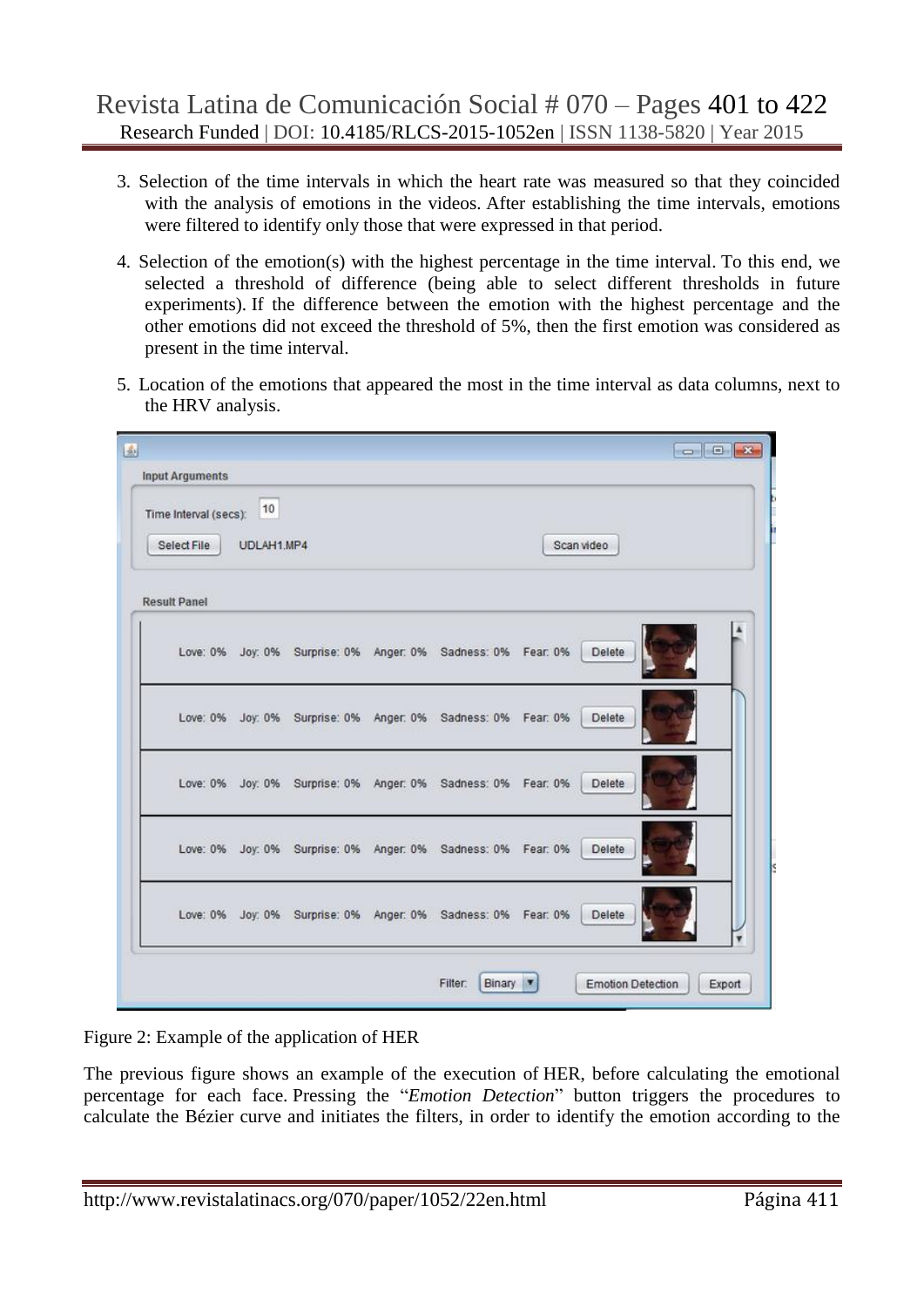3. Selection of the time intervals in which the heart rate was measured so that they coincided with the analysis of emotions in the videos. After establishing the time intervals, emotions were filtered to identify only those that were expressed in that period.

4. Selection of the emotion(s) with the highest percentage in the time interval. To this end, we selected a threshold of difference (being able to select different thresholds in future experiments). If the difference between the emotion with the highest percentage and the other emotions did not exceed the threshold of 5%, then the first emotion was considered as present in the time interval.

5. Location of the emotions that appeared the most in the time interval as data columns, next to the HRV analysis.

Figure 2: Example of the application of HER

The previous figure shows an example of the execution of HER, before calculating the emotional percentage for each face. Pressing the "*Emotion Detection*" button triggers the procedures to calculate the Bézier curve and initiates the filters, in order to identify the emotion according to the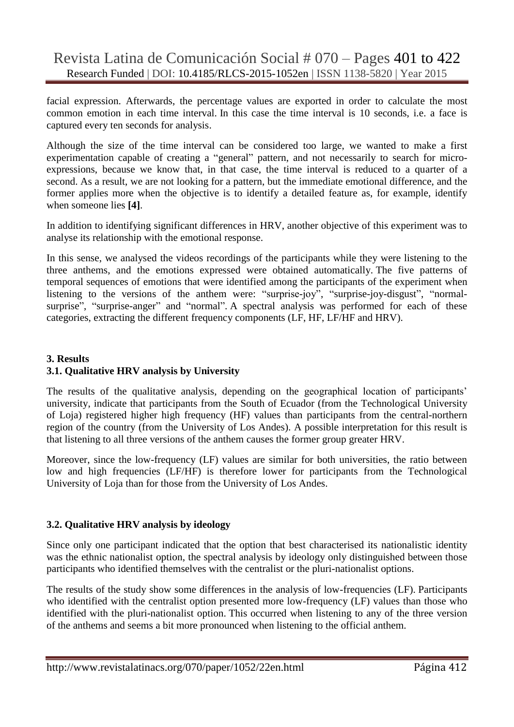facial expression. Afterwards, the percentage values are exported in order to calculate the most common emotion in each time interval. In this case the time interval is 10 seconds, i.e. a face is captured every ten seconds for analysis.

Although the size of the time interval can be considered too large, we wanted to make a first experimentation capable of creating a "general" pattern, and not necessarily to search for micro-expressions, because we know that, in that case, the time interval is reduced to a quarter of a second. As a result, we are not looking for a pattern, but the immediate emotional difference, and the former applies more when the objective is to identify a detailed feature as, for example, identify when someone lies **[4]**.

In addition to identifying significant differences in HRV, another objective of this experiment was to analyse its relationship with the emotional response.

In this sense, we analysed the videos recordings of the participants while they were listening to the three anthems, and the emotions expressed were obtained automatically. The five patterns of temporal sequences of emotions that were identified among the participants of the experiment when listening to the versions of the anthem were: "surprise-joy", "surprise-joy-disgust", "normal-surprise", "surprise-anger" and "normal". A spectral analysis was performed for each of these categories, extracting the different frequency components (LF, HF, LF/HF and HRV).

## 3. Results

### 3.1. Qualitative HRV analysis by University

The results of the qualitative analysis, depending on the geographical location of participants' university, indicate that participants from the South of Ecuador (from the Technological University of Loja) registered higher high frequency (HF) values than participants from the central-northern region of the country (from the University of Los Andes). A possible interpretation for this result is that listening to all three versions of the anthem causes the former group greater HRV.

Moreover, since the low-frequency (LF) values are similar for both universities, the ratio between low and high frequencies (LF/HF) is therefore lower for participants from the Technological University of Loja than for those from the University of Los Andes.

### 3.2. Qualitative HRV analysis by ideology

Since only one participant indicated that the option that best characterised its nationalistic identity was the ethnic nationalist option, the spectral analysis by ideology only distinguished between those participants who identified themselves with the centralist or the pluri-nationalist options.

The results of the study show some differences in the analysis of low-frequencies (LF). Participants who identified with the centralist option presented more low-frequency (LF) values than those who identified with the pluri-nationalist option. This occurred when listening to any of the three version of the anthems and seems a bit more pronounced when listening to the official anthem.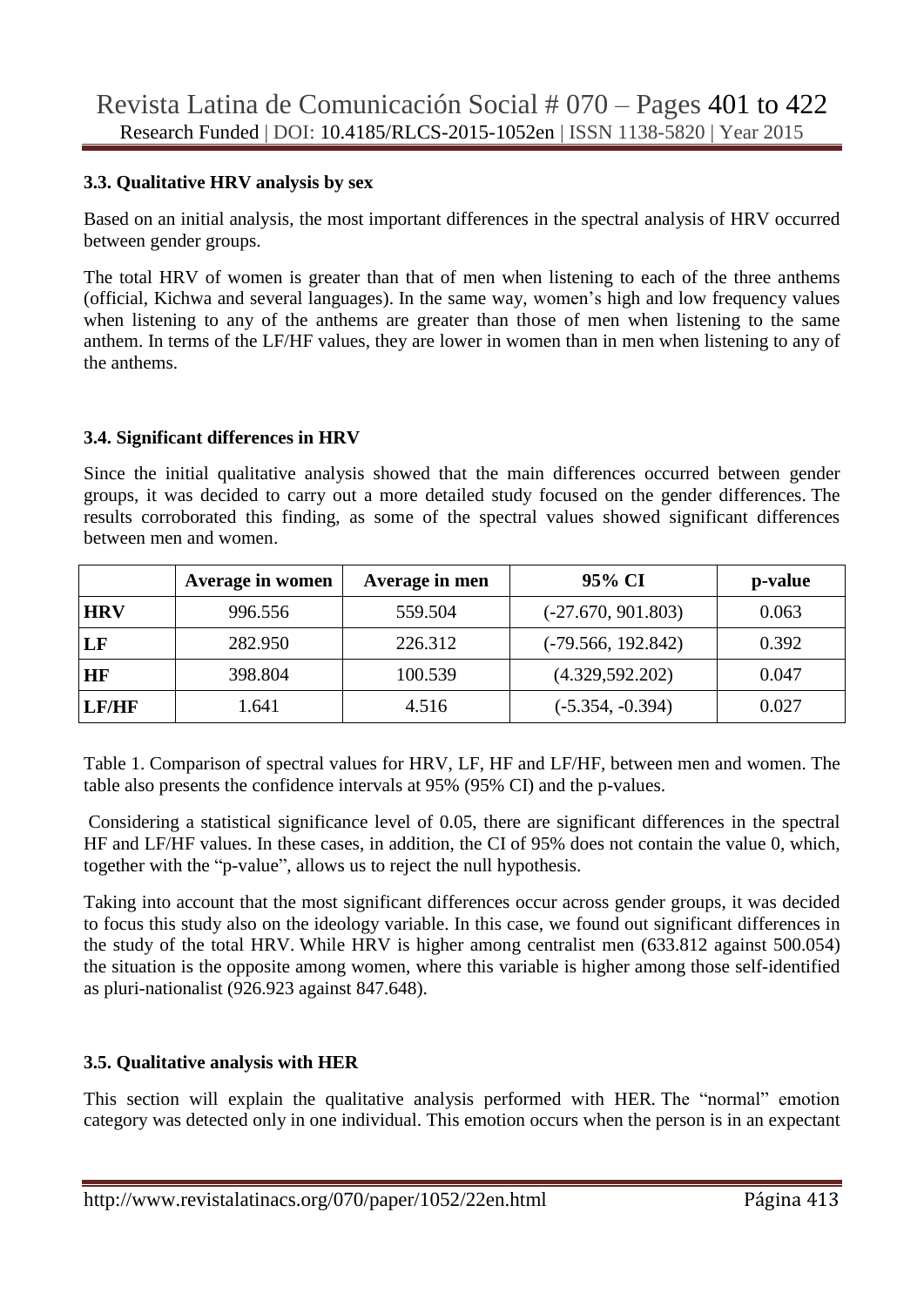### 3.3. Qualitative HRV analysis by sex

Based on an initial analysis, the most important differences in the spectral analysis of HRV occurred between gender groups.

The total HRV of women is greater than that of men when listening to each of the three anthems (official, Kichwa and several languages). In the same way, women's high and low frequency values when listening to any of the anthems are greater than those of men when listening to the same anthem. In terms of the LF/HF values, they are lower in women than in men when listening to any of the anthems.

### 3.4. Significant differences in HRV

Since the initial qualitative analysis showed that the main differences occurred between gender groups, it was decided to carry out a more detailed study focused on the gender differences. The results corroborated this finding, as some of the spectral values showed significant differences between men and women.

| | Average in women | Average in men | 95% CI | p-value |
|---|---|---|---|---|
| **HRV** | 996.556 | 559.504 | (-27.670, 901.803) | 0.063 |
| **LF** | 282.950 | 226.312 | (-79.566, 192.842) | 0.392 |
| **HF** | 398.804 | 100.539 | (4.329,592.202) | 0.047 |
| **LF/HF** | 1.641 | 4.516 | (-5.354, -0.394) | 0.027 |

Table 1. Comparison of spectral values for HRV, LF, HF and LF/HF, between men and women. The table also presents the confidence intervals at 95% (95% CI) and the p-values.

Considering a statistical significance level of 0.05, there are significant differences in the spectral HF and LF/HF values. In these cases, in addition, the CI of 95% does not contain the value 0, which, together with the "p-value", allows us to reject the null hypothesis.

Taking into account that the most significant differences occur across gender groups, it was decided to focus this study also on the ideology variable. In this case, we found out significant differences in the study of the total HRV. While HRV is higher among centralist men (633.812 against 500.054) the situation is the opposite among women, where this variable is higher among those self-identified as pluri-nationalist (926.923 against 847.648).

### 3.5. Qualitative analysis with HER

This section will explain the qualitative analysis performed with HER. The "normal" emotion category was detected only in one individual. This emotion occurs when the person is in an expectant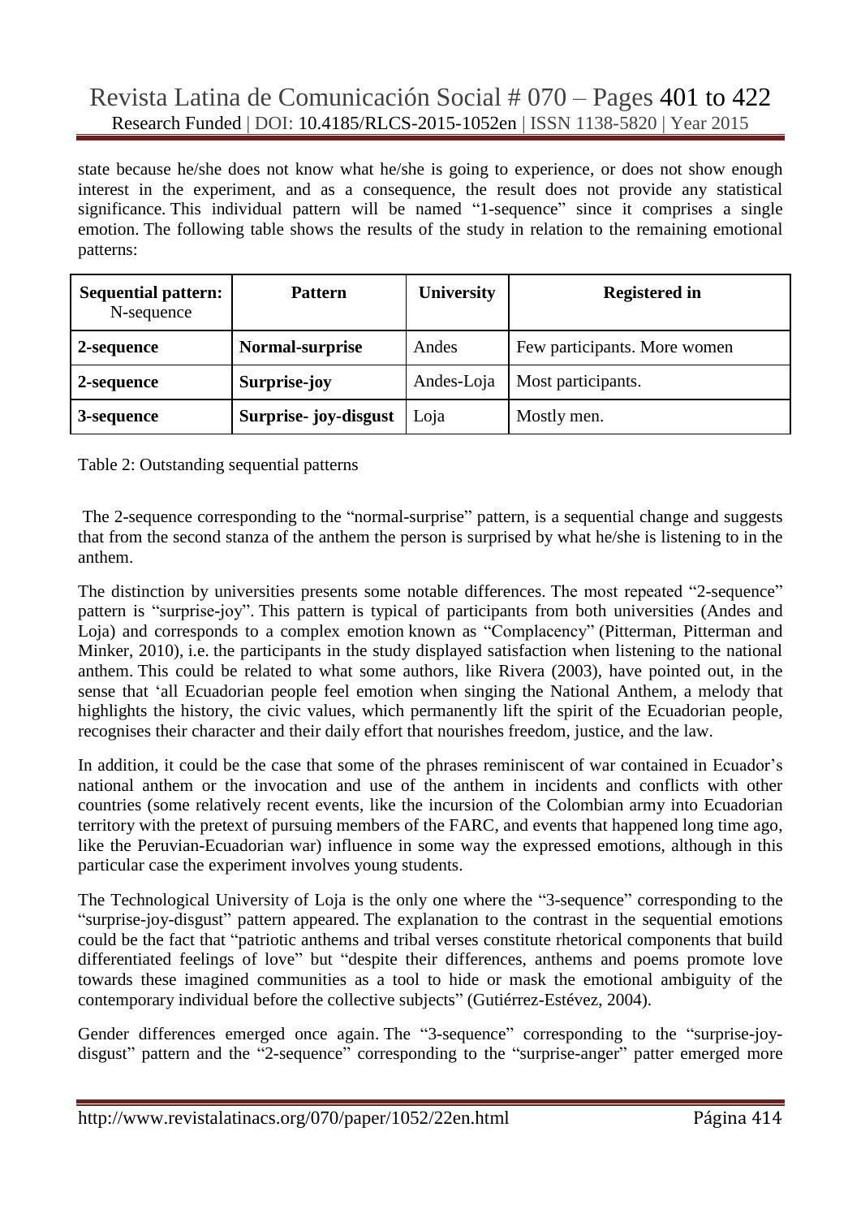state because he/she does not know what he/she is going to experience, or does not show enough interest in the experiment, and as a consequence, the result does not provide any statistical significance. This individual pattern will be named "1-sequence" since it comprises a single emotion. The following table shows the results of the study in relation to the remaining emotional patterns:

| **Sequential pattern:** N-sequence | **Pattern** | **University** | **Registered in** |
|---|---|---|---|
| **2-sequence** | **Normal-surprise** | Andes | Few participants. More women |
| **2-sequence** | **Surprise-joy** | Andes-Loja | Most participants. |
| **3-sequence** | **Surprise- joy-disgust** | Loja | Mostly men. |

Table 2: Outstanding sequential patterns

The 2-sequence corresponding to the "normal-surprise" pattern, is a sequential change and suggests that from the second stanza of the anthem the person is surprised by what he/she is listening to in the anthem.

The distinction by universities presents some notable differences. The most repeated "2-sequence" pattern is "surprise-joy". This pattern is typical of participants from both universities (Andes and Loja) and corresponds to a complex emotion known as "Complacency" (Pitterman, Pitterman and Minker, 2010), i.e. the participants in the study displayed satisfaction when listening to the national anthem. This could be related to what some authors, like Rivera (2003), have pointed out, in the sense that 'all Ecuadorian people feel emotion when singing the National Anthem, a melody that highlights the history, the civic values, which permanently lift the spirit of the Ecuadorian people, recognises their character and their daily effort that nourishes freedom, justice, and the law.

In addition, it could be the case that some of the phrases reminiscent of war contained in Ecuador's national anthem or the invocation and use of the anthem in incidents and conflicts with other countries (some relatively recent events, like the incursion of the Colombian army into Ecuadorian territory with the pretext of pursuing members of the FARC, and events that happened long time ago, like the Peruvian-Ecuadorian war) influence in some way the expressed emotions, although in this particular case the experiment involves young students.

The Technological University of Loja is the only one where the "3-sequence" corresponding to the "surprise-joy-disgust" pattern appeared. The explanation to the contrast in the sequential emotions could be the fact that "patriotic anthems and tribal verses constitute rhetorical components that build differentiated feelings of love" but "despite their differences, anthems and poems promote love towards these imagined communities as a tool to hide or mask the emotional ambiguity of the contemporary individual before the collective subjects" (Gutiérrez-Estévez, 2004).

Gender differences emerged once again. The "3-sequence" corresponding to the "surprise-joy-disgust" pattern and the "2-sequence" corresponding to the "surprise-anger" patter emerged more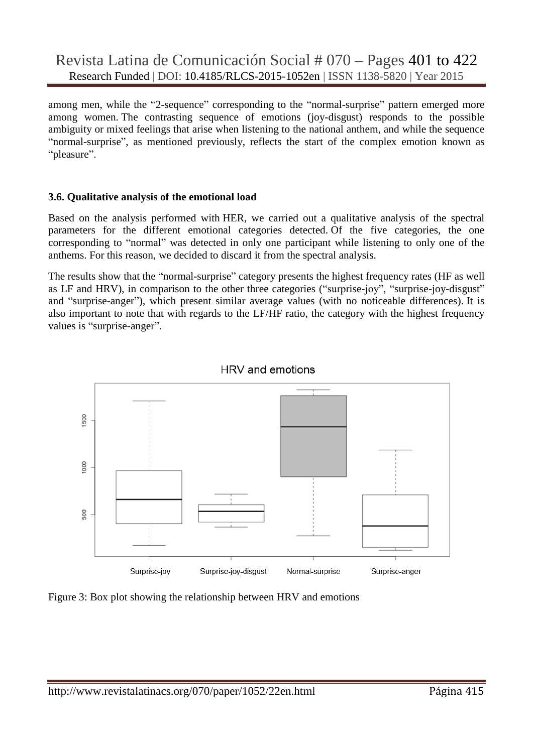among men, while the "2-sequence" corresponding to the "normal-surprise" pattern emerged more among women. The contrasting sequence of emotions (joy-disgust) responds to the possible ambiguity or mixed feelings that arise when listening to the national anthem, and while the sequence "normal-surprise", as mentioned previously, reflects the start of the complex emotion known as "pleasure".

### 3.6. Qualitative analysis of the emotional load

Based on the analysis performed with HER, we carried out a qualitative analysis of the spectral parameters for the different emotional categories detected. Of the five categories, the one corresponding to "normal" was detected in only one participant while listening to only one of the anthems. For this reason, we decided to discard it from the spectral analysis.

The results show that the "normal-surprise" category presents the highest frequency rates (HF as well as LF and HRV), in comparison to the other three categories ("surprise-joy", "surprise-joy-disgust" and "surprise-anger"), which present similar average values (with no noticeable differences). It is also important to note that with regards to the LF/HF ratio, the category with the highest frequency values is "surprise-anger".

Figure 3: Box plot showing the relationship between HRV and emotions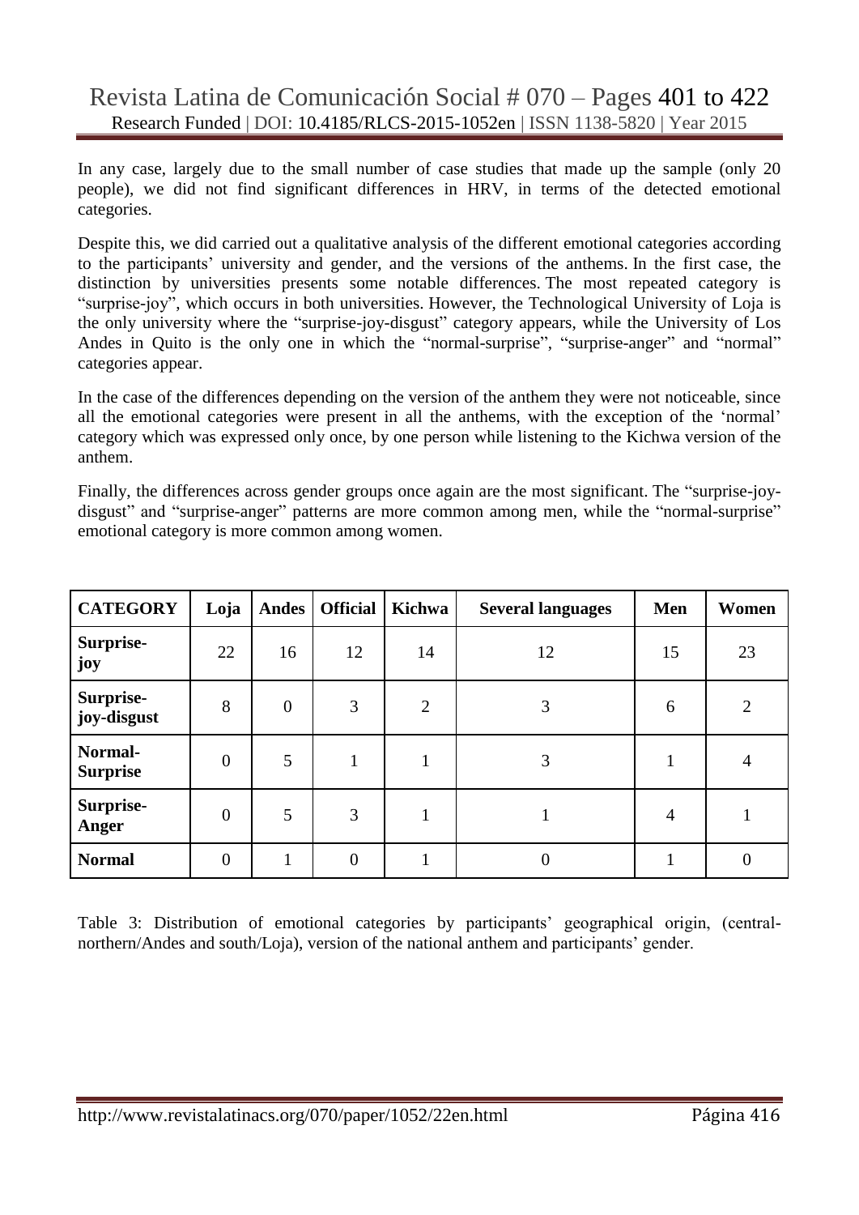In any case, largely due to the small number of case studies that made up the sample (only 20 people), we did not find significant differences in HRV, in terms of the detected emotional categories.

Despite this, we did carried out a qualitative analysis of the different emotional categories according to the participants' university and gender, and the versions of the anthems. In the first case, the distinction by universities presents some notable differences. The most repeated category is "surprise-joy", which occurs in both universities. However, the Technological University of Loja is the only university where the "surprise-joy-disgust" category appears, while the University of Los Andes in Quito is the only one in which the "normal-surprise", "surprise-anger" and "normal" categories appear.

In the case of the differences depending on the version of the anthem they were not noticeable, since all the emotional categories were present in all the anthems, with the exception of the 'normal' category which was expressed only once, by one person while listening to the Kichwa version of the anthem.

Finally, the differences across gender groups once again are the most significant. The "surprise-joy-disgust" and "surprise-anger" patterns are more common among men, while the "normal-surprise" emotional category is more common among women.

| **CATEGORY** | **Loja** | **Andes** | **Official** | **Kichwa** | **Several languages** | **Men** | **Women** |
|---|---|---|---|---|---|---|---|
| **Surprise-joy** | 22 | 16 | 12 | 14 | 12 | 15 | 23 |
| **Surprise-joy-disgust** | 8 | 0 | 3 | 2 | 3 | 6 | 2 |
| **Normal-Surprise** | 0 | 5 | 1 | 1 | 3 | 1 | 4 |
| **Surprise-Anger** | 0 | 5 | 3 | 1 | 1 | 4 | 1 |
| **Normal** | 0 | 1 | 0 | 1 | 0 | 1 | 0 |

Table 3: Distribution of emotional categories by participants' geographical origin, (central-northern/Andes and south/Loja), version of the national anthem and participants' gender.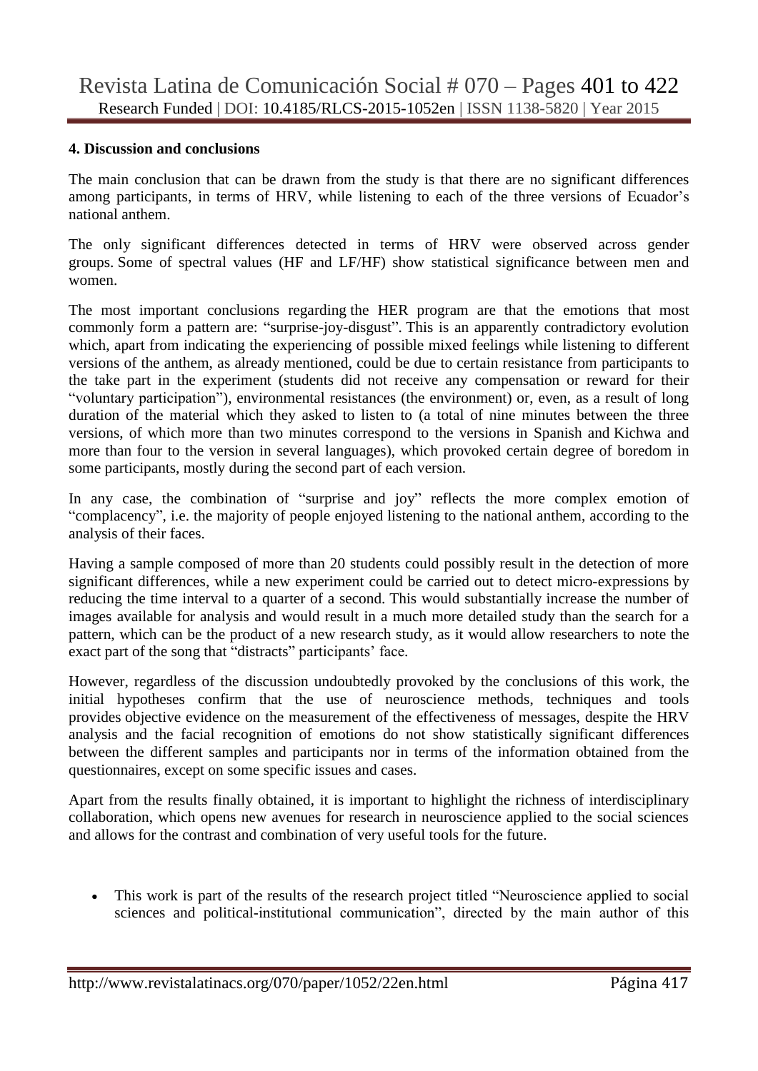**4. Discussion and conclusions**

The main conclusion that can be drawn from the study is that there are no significant differences among participants, in terms of HRV, while listening to each of the three versions of Ecuador's national anthem.

The only significant differences detected in terms of HRV were observed across gender groups. Some of spectral values (HF and LF/HF) show statistical significance between men and women.

The most important conclusions regarding the HER program are that the emotions that most commonly form a pattern are: "surprise-joy-disgust". This is an apparently contradictory evolution which, apart from indicating the experiencing of possible mixed feelings while listening to different versions of the anthem, as already mentioned, could be due to certain resistance from participants to the take part in the experiment (students did not receive any compensation or reward for their "voluntary participation"), environmental resistances (the environment) or, even, as a result of long duration of the material which they asked to listen to (a total of nine minutes between the three versions, of which more than two minutes correspond to the versions in Spanish and Kichwa and more than four to the version in several languages), which provoked certain degree of boredom in some participants, mostly during the second part of each version.

In any case, the combination of "surprise and joy" reflects the more complex emotion of "complacency", i.e. the majority of people enjoyed listening to the national anthem, according to the analysis of their faces.

Having a sample composed of more than 20 students could possibly result in the detection of more significant differences, while a new experiment could be carried out to detect micro-expressions by reducing the time interval to a quarter of a second. This would substantially increase the number of images available for analysis and would result in a much more detailed study than the search for a pattern, which can be the product of a new research study, as it would allow researchers to note the exact part of the song that "distracts" participants' face.

However, regardless of the discussion undoubtedly provoked by the conclusions of this work, the initial hypotheses confirm that the use of neuroscience methods, techniques and tools provides objective evidence on the measurement of the effectiveness of messages, despite the HRV analysis and the facial recognition of emotions do not show statistically significant differences between the different samples and participants nor in terms of the information obtained from the questionnaires, except on some specific issues and cases.

Apart from the results finally obtained, it is important to highlight the richness of interdisciplinary collaboration, which opens new avenues for research in neuroscience applied to the social sciences and allows for the contrast and combination of very useful tools for the future.

- This work is part of the results of the research project titled "Neuroscience applied to social sciences and political-institutional communication", directed by the main author of this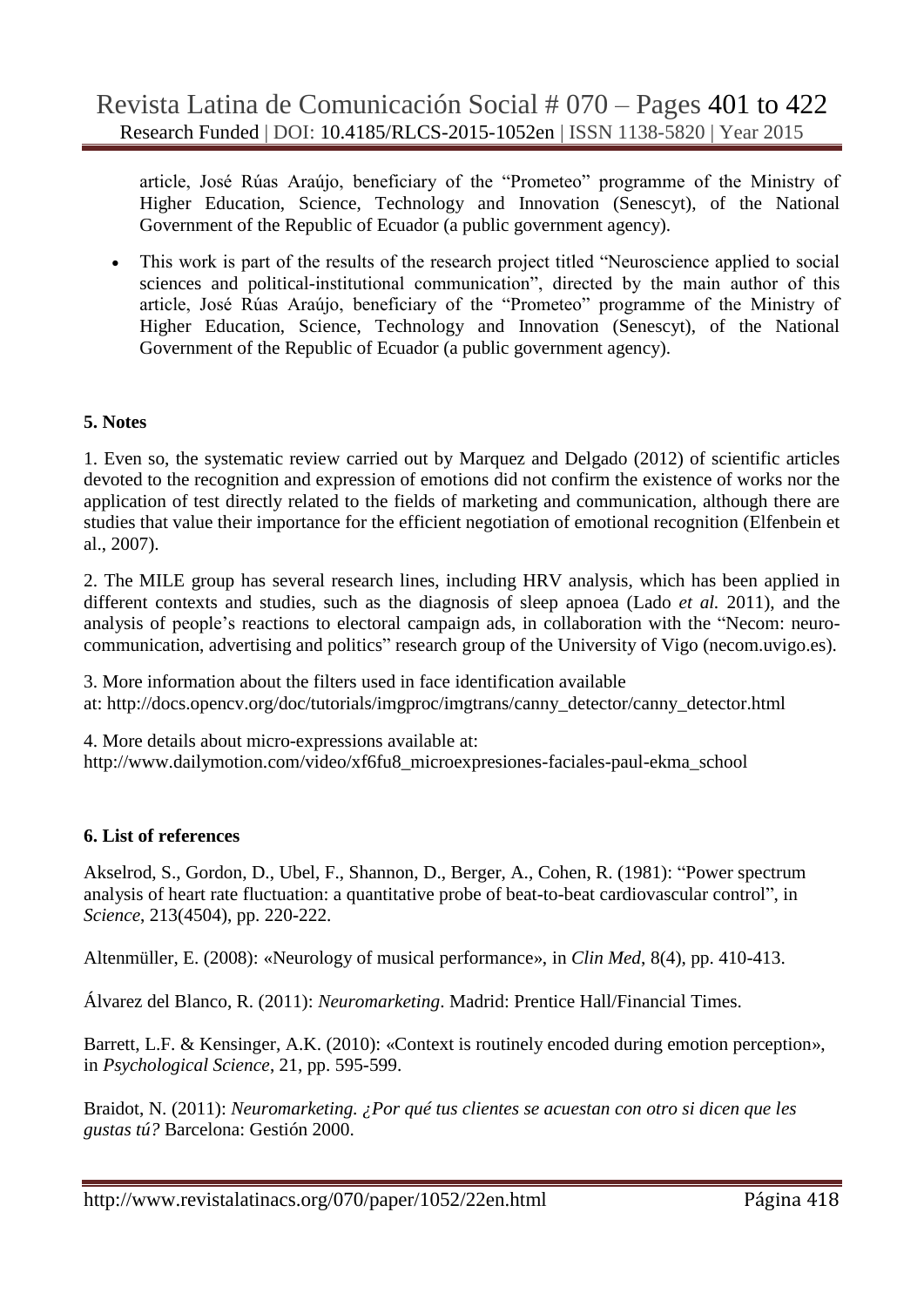article, José Rúas Araújo, beneficiary of the "Prometeo" programme of the Ministry of Higher Education, Science, Technology and Innovation (Senescyt), of the National Government of the Republic of Ecuador (a public government agency).

- This work is part of the results of the research project titled "Neuroscience applied to social sciences and political-institutional communication", directed by the main author of this article, José Rúas Araújo, beneficiary of the "Prometeo" programme of the Ministry of Higher Education, Science, Technology and Innovation (Senescyt), of the National Government of the Republic of Ecuador (a public government agency).

## 5. Notes

1. Even so, the systematic review carried out by Marquez and Delgado (2012) of scientific articles devoted to the recognition and expression of emotions did not confirm the existence of works nor the application of test directly related to the fields of marketing and communication, although there are studies that value their importance for the efficient negotiation of emotional recognition (Elfenbein et al., 2007).

2. The MILE group has several research lines, including HRV analysis, which has been applied in different contexts and studies, such as the diagnosis of sleep apnoea (Lado *et al.* 2011), and the analysis of people's reactions to electoral campaign ads, in collaboration with the "Necom: neuro-communication, advertising and politics" research group of the University of Vigo (necom.uvigo.es).

3. More information about the filters used in face identification available at: http://docs.opencv.org/doc/tutorials/imgproc/imgtrans/canny_detector/canny_detector.html

4. More details about micro-expressions available at: http://www.dailymotion.com/video/xf6fu8_microexpresiones-faciales-paul-ekma_school

## 6. List of references

Akselrod, S., Gordon, D., Ubel, F., Shannon, D., Berger, A., Cohen, R. (1981): "Power spectrum analysis of heart rate fluctuation: a quantitative probe of beat-to-beat cardiovascular control", in *Science*, 213(4504), pp. 220-222.

Altenmüller, E. (2008): «Neurology of musical performance», in *Clin Med*, 8(4), pp. 410-413.

Álvarez del Blanco, R. (2011): *Neuromarketing*. Madrid: Prentice Hall/Financial Times.

Barrett, L.F. & Kensinger, A.K. (2010): «Context is routinely encoded during emotion perception», in *Psychological Science*, 21, pp. 595-599.

Braidot, N. (2011): *Neuromarketing. ¿Por qué tus clientes se acuestan con otro si dicen que les gustas tú?* Barcelona: Gestión 2000.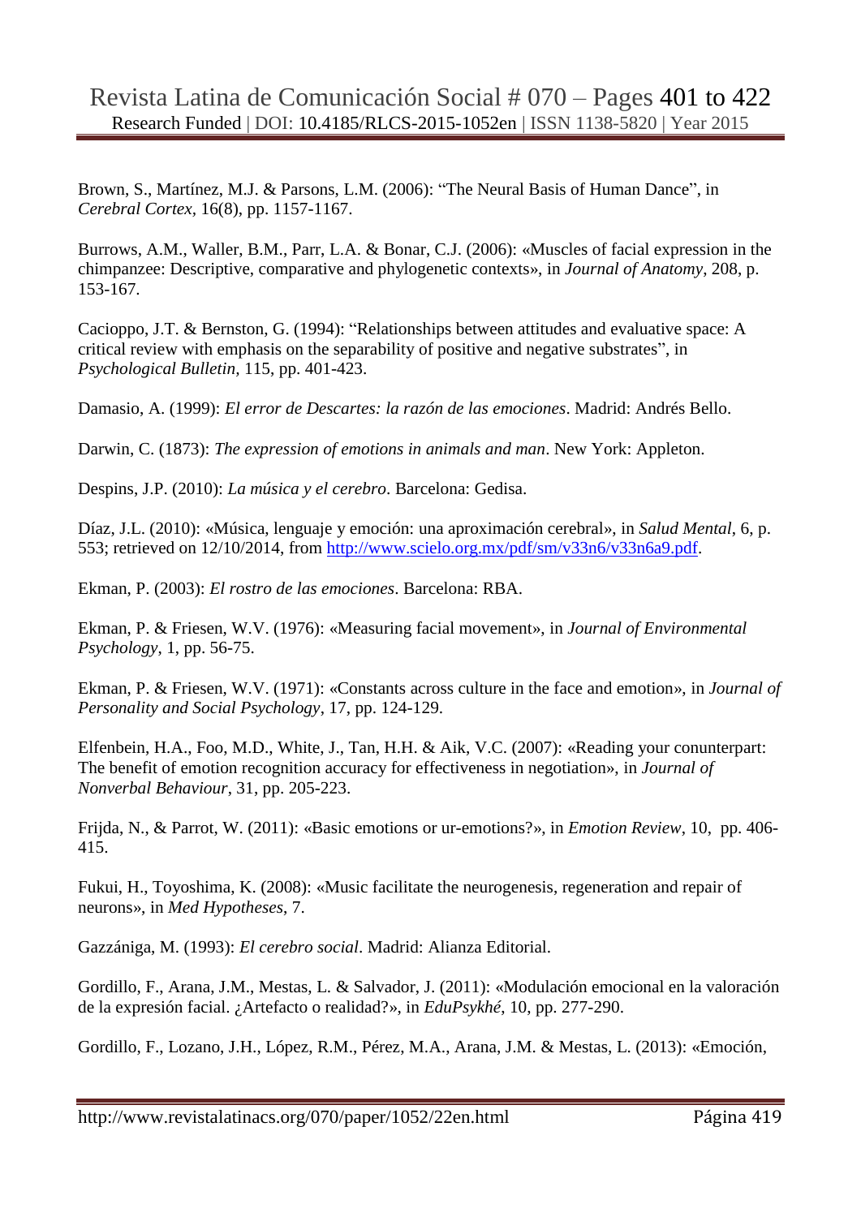Brown, S., Martínez, M.J. & Parsons, L.M. (2006): "The Neural Basis of Human Dance", in *Cerebral Cortex*, 16(8), pp. 1157-1167.

Burrows, A.M., Waller, B.M., Parr, L.A. & Bonar, C.J. (2006): «Muscles of facial expression in the chimpanzee: Descriptive, comparative and phylogenetic contexts», in *Journal of Anatomy*, 208, p. 153-167.

Cacioppo, J.T. & Bernston, G. (1994): "Relationships between attitudes and evaluative space: A critical review with emphasis on the separability of positive and negative substrates", in *Psychological Bulletin*, 115, pp. 401-423.

Damasio, A. (1999): *El error de Descartes: la razón de las emociones*. Madrid: Andrés Bello.

Darwin, C. (1873): *The expression of emotions in animals and man*. New York: Appleton.

Despins, J.P. (2010): *La música y el cerebro*. Barcelona: Gedisa.

Díaz, J.L. (2010): «Música, lenguaje y emoción: una aproximación cerebral», in *Salud Mental*, 6, p. 553; retrieved on 12/10/2014, from http://www.scielo.org.mx/pdf/sm/v33n6/v33n6a9.pdf.

Ekman, P. (2003): *El rostro de las emociones*. Barcelona: RBA.

Ekman, P. & Friesen, W.V. (1976): «Measuring facial movement», in *Journal of Environmental Psychology*, 1, pp. 56-75.

Ekman, P. & Friesen, W.V. (1971): «Constants across culture in the face and emotion», in *Journal of Personality and Social Psychology*, 17, pp. 124-129.

Elfenbein, H.A., Foo, M.D., White, J., Tan, H.H. & Aik, V.C. (2007): «Reading your conunterpart: The benefit of emotion recognition accuracy for effectiveness in negotiation», in *Journal of Nonverbal Behaviour*, 31, pp. 205-223.

Frijda, N., & Parrot, W. (2011): «Basic emotions or ur-emotions?», in *Emotion Review*, 10, pp. 406-415.

Fukui, H., Toyoshima, K. (2008): «Music facilitate the neurogenesis, regeneration and repair of neurons», in *Med Hypotheses*, 7.

Gazzániga, M. (1993): *El cerebro social*. Madrid: Alianza Editorial.

Gordillo, F., Arana, J.M., Mestas, L. & Salvador, J. (2011): «Modulación emocional en la valoración de la expresión facial. ¿Artefacto o realidad?», in *EduPsykhé*, 10, pp. 277-290.

Gordillo, F., Lozano, J.H., López, R.M., Pérez, M.A., Arana, J.M. & Mestas, L. (2013): «Emoción,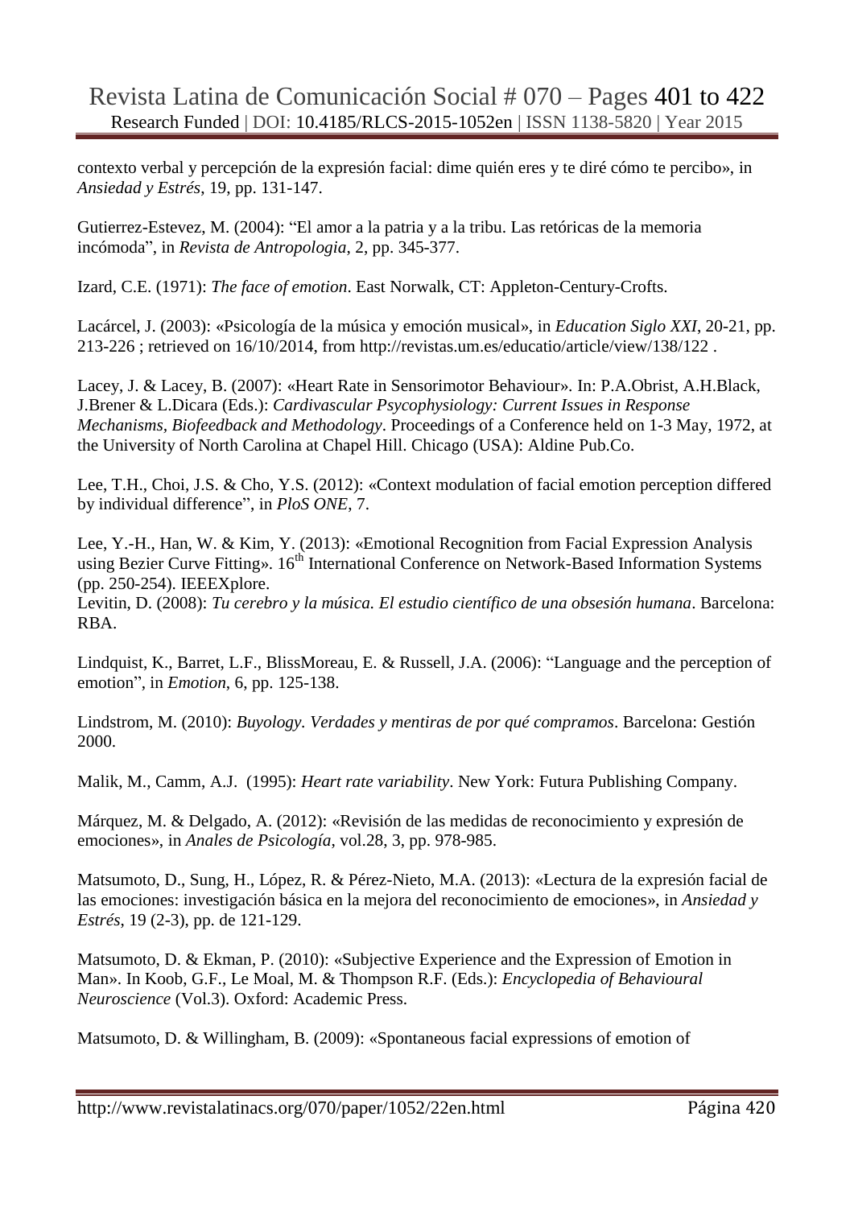contexto verbal y percepción de la expresión facial: dime quién eres y te diré cómo te percibo», in *Ansiedad y Estrés*, 19, pp. 131-147.

Gutierrez-Estevez, M. (2004): "El amor a la patria y a la tribu. Las retóricas de la memoria incómoda", in *Revista de Antropologia*, 2, pp. 345-377.

Izard, C.E. (1971): *The face of emotion*. East Norwalk, CT: Appleton-Century-Crofts.

Lacárcel, J. (2003): «Psicología de la música y emoción musical», in *Education Siglo XXI*, 20-21, pp. 213-226 ; retrieved on 16/10/2014, from http://revistas.um.es/educatio/article/view/138/122 .

Lacey, J. & Lacey, B. (2007): «Heart Rate in Sensorimotor Behaviour». In: P.A.Obrist, A.H.Black, J.Brener & L.Dicara (Eds.): *Cardivascular Psycophysiology: Current Issues in Response Mechanisms, Biofeedback and Methodology*. Proceedings of a Conference held on 1-3 May, 1972, at the University of North Carolina at Chapel Hill. Chicago (USA): Aldine Pub.Co.

Lee, T.H., Choi, J.S. & Cho, Y.S. (2012): «Context modulation of facial emotion perception differed by individual difference", in *PloS ONE*, 7.

Lee, Y.-H., Han, W. & Kim, Y. (2013): «Emotional Recognition from Facial Expression Analysis using Bezier Curve Fitting». 16th International Conference on Network-Based Information Systems (pp. 250-254). IEEEXplore.
Levitin, D. (2008): *Tu cerebro y la música. El estudio científico de una obsesión humana*. Barcelona: RBA.

Lindquist, K., Barret, L.F., BlissMoreau, E. & Russell, J.A. (2006): "Language and the perception of emotion", in *Emotion*, 6, pp. 125-138.

Lindstrom, M. (2010): *Buyology. Verdades y mentiras de por qué compramos*. Barcelona: Gestión 2000.

Malik, M., Camm, A.J. (1995): *Heart rate variability*. New York: Futura Publishing Company.

Márquez, M. & Delgado, A. (2012): «Revisión de las medidas de reconocimiento y expresión de emociones», in *Anales de Psicología*, vol.28, 3, pp. 978-985.

Matsumoto, D., Sung, H., López, R. & Pérez-Nieto, M.A. (2013): «Lectura de la expresión facial de las emociones: investigación básica en la mejora del reconocimiento de emociones», in *Ansiedad y Estrés*, 19 (2-3), pp. de 121-129.

Matsumoto, D. & Ekman, P. (2010): «Subjective Experience and the Expression of Emotion in Man». In Koob, G.F., Le Moal, M. & Thompson R.F. (Eds.): *Encyclopedia of Behavioural Neuroscience* (Vol.3). Oxford: Academic Press.

Matsumoto, D. & Willingham, B. (2009): «Spontaneous facial expressions of emotion of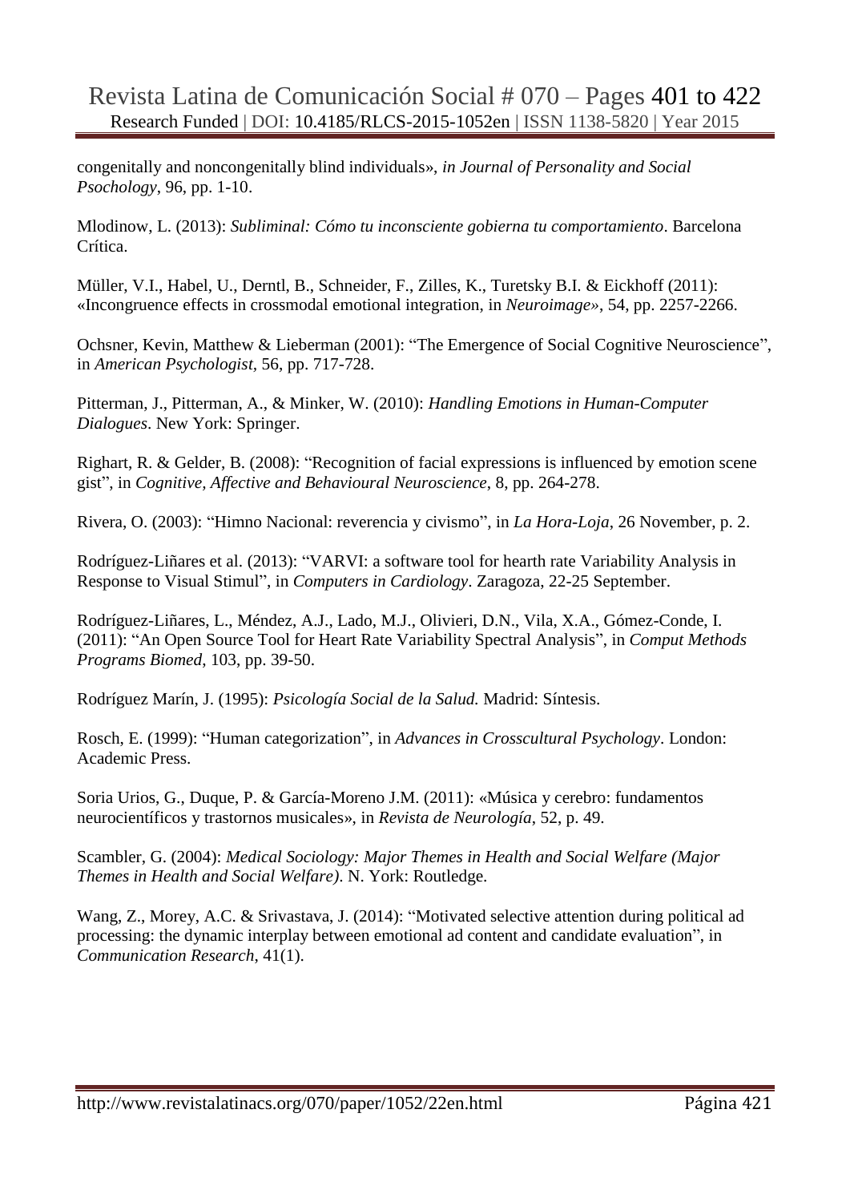congenitally and noncongenitally blind individuals», *in Journal of Personality and Social Psochology*, 96, pp. 1-10.

Mlodinow, L. (2013): *Subliminal: Cómo tu inconsciente gobierna tu comportamiento*. Barcelona Crítica.

Müller, V.I., Habel, U., Derntl, B., Schneider, F., Zilles, K., Turetsky B.I. & Eickhoff (2011): «Incongruence effects in crossmodal emotional integration, in *Neuroimage*», 54, pp. 2257-2266.

Ochsner, Kevin, Matthew & Lieberman (2001): "The Emergence of Social Cognitive Neuroscience", in *American Psychologist*, 56, pp. 717-728.

Pitterman, J., Pitterman, A., & Minker, W. (2010): *Handling Emotions in Human-Computer Dialogues*. New York: Springer.

Righart, R. & Gelder, B. (2008): "Recognition of facial expressions is influenced by emotion scene gist", in *Cognitive, Affective and Behavioural Neuroscience*, 8, pp. 264-278.

Rivera, O. (2003): "Himno Nacional: reverencia y civismo", in *La Hora-Loja*, 26 November, p. 2.

Rodríguez-Liñares et al. (2013): "VARVI: a software tool for hearth rate Variability Analysis in Response to Visual Stimul", in *Computers in Cardiology*. Zaragoza, 22-25 September.

Rodríguez-Liñares, L., Méndez, A.J., Lado, M.J., Olivieri, D.N., Vila, X.A., Gómez-Conde, I. (2011): "An Open Source Tool for Heart Rate Variability Spectral Analysis", in *Comput Methods Programs Biomed*, 103, pp. 39-50.

Rodríguez Marín, J. (1995): *Psicología Social de la Salud.* Madrid: Síntesis.

Rosch, E. (1999): "Human categorization", in *Advances in Crosscultural Psychology*. London: Academic Press.

Soria Urios, G., Duque, P. & García-Moreno J.M. (2011): «Música y cerebro: fundamentos neurocientíficos y trastornos musicales», in *Revista de Neurología*, 52, p. 49.

Scambler, G. (2004): *Medical Sociology: Major Themes in Health and Social Welfare (Major Themes in Health and Social Welfare)*. N. York: Routledge.

Wang, Z., Morey, A.C. & Srivastava, J. (2014): "Motivated selective attention during political ad processing: the dynamic interplay between emotional ad content and candidate evaluation", in *Communication Research*, 41(1).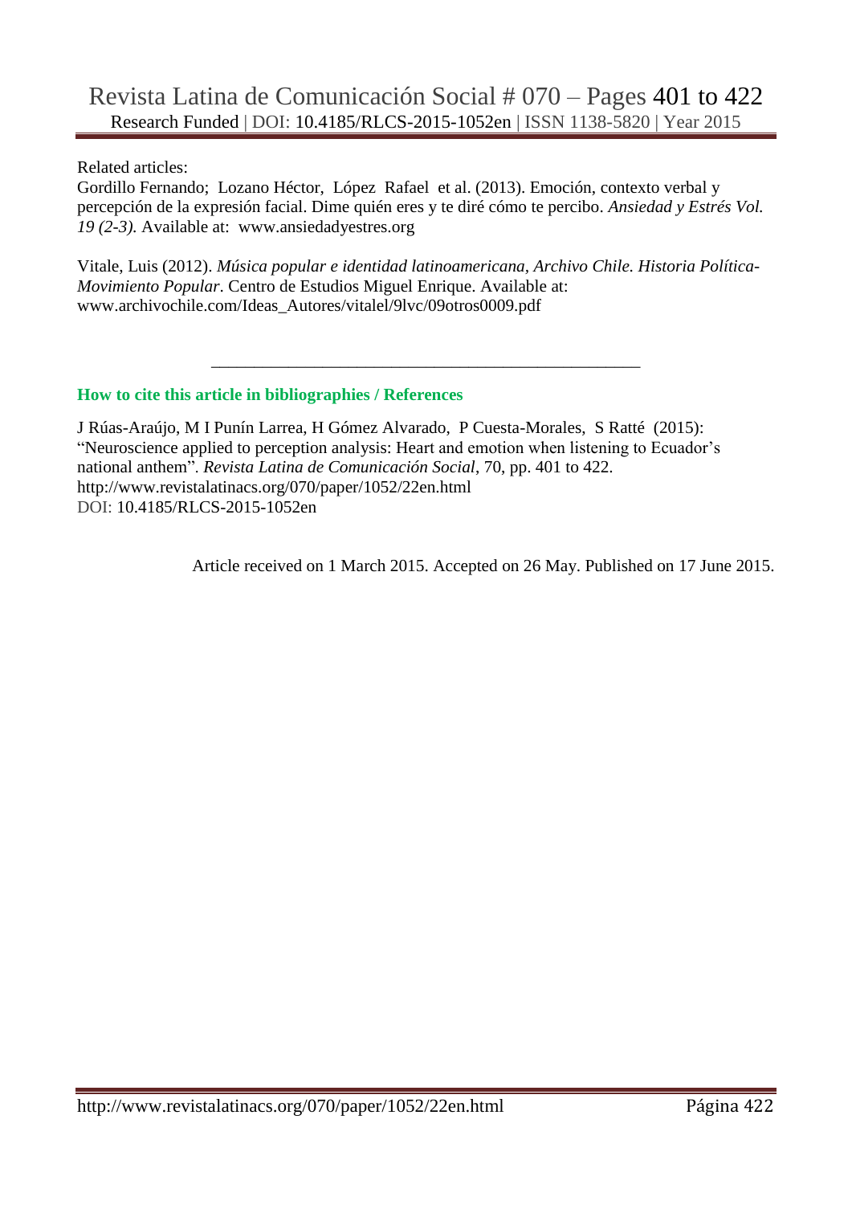Related articles:
Gordillo Fernando;  Lozano Héctor,  López  Rafael  et al. (2013). Emoción, contexto verbal y percepción de la expresión facial. Dime quién eres y te diré cómo te percibo. *Ansiedad y Estrés Vol. 19 (2-3).* Available at:  www.ansiedadyestres.org

Vitale, Luis (2012). *Música popular e identidad latinoamericana, Archivo Chile. Historia Política-Movimiento Popular*. Centro de Estudios Miguel Enrique. Available at: www.archivochile.com/Ideas_Autores/vitalel/9lvc/09otros0009.pdf

---

**How to cite this article in bibliographies / References**

J Rúas-Araújo, M I Punín Larrea, H Gómez Alvarado,  P Cuesta-Morales,  S Ratté  (2015): “Neuroscience applied to perception analysis: Heart and emotion when listening to Ecuador’s national anthem”. *Revista Latina de Comunicación Social*, 70, pp. 401 to 422.
http://www.revistalatinacs.org/070/paper/1052/22en.html
DOI: 10.4185/RLCS-2015-1052en

Article received on 1 March 2015. Accepted on 26 May. Published on 17 June 2015.